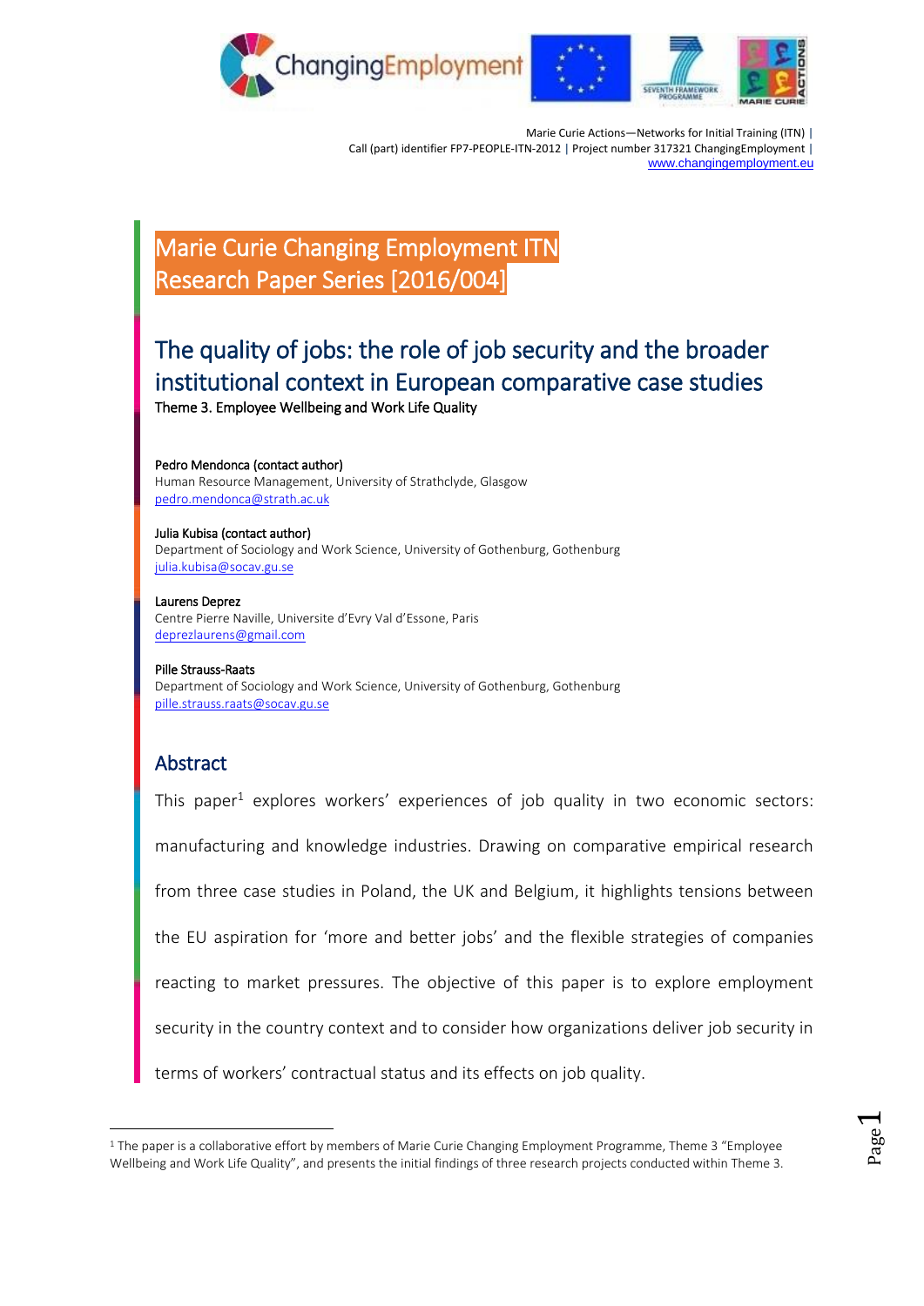Marie Curie Actions—Networks for Initial Training (ITN) |
Call (part) identifier FP7-PEOPLE-ITN-2012 | Project number 317321 ChangingEmployment |
www.changingemployment.eu

# Marie Curie Changing Employment ITN Research Paper Series [2016/004]

## The quality of jobs: the role of job security and the broader institutional context in European comparative case studies

Theme 3. Employee Wellbeing and Work Life Quality

**Pedro Mendonca (contact author)**
Human Resource Management, University of Strathclyde, Glasgow
pedro.mendonca@strath.ac.uk

**Julia Kubisa (contact author)**
Department of Sociology and Work Science, University of Gothenburg, Gothenburg
julia.kubisa@socav.gu.se

**Laurens Deprez**
Centre Pierre Naville, Universite d'Evry Val d'Essone, Paris
deprezlaurens@gmail.com

**Pille Strauss-Raats**
Department of Sociology and Work Science, University of Gothenburg, Gothenburg
pille.strauss.raats@socav.gu.se

## Abstract

This paper[1] explores workers' experiences of job quality in two economic sectors: manufacturing and knowledge industries. Drawing on comparative empirical research from three case studies in Poland, the UK and Belgium, it highlights tensions between the EU aspiration for 'more and better jobs' and the flexible strategies of companies reacting to market pressures. The objective of this paper is to explore employment security in the country context and to consider how organizations deliver job security in terms of workers' contractual status and its effects on job quality.

[1] The paper is a collaborative effort by members of Marie Curie Changing Employment Programme, Theme 3 "Employee Wellbeing and Work Life Quality", and presents the initial findings of three research projects conducted within Theme 3.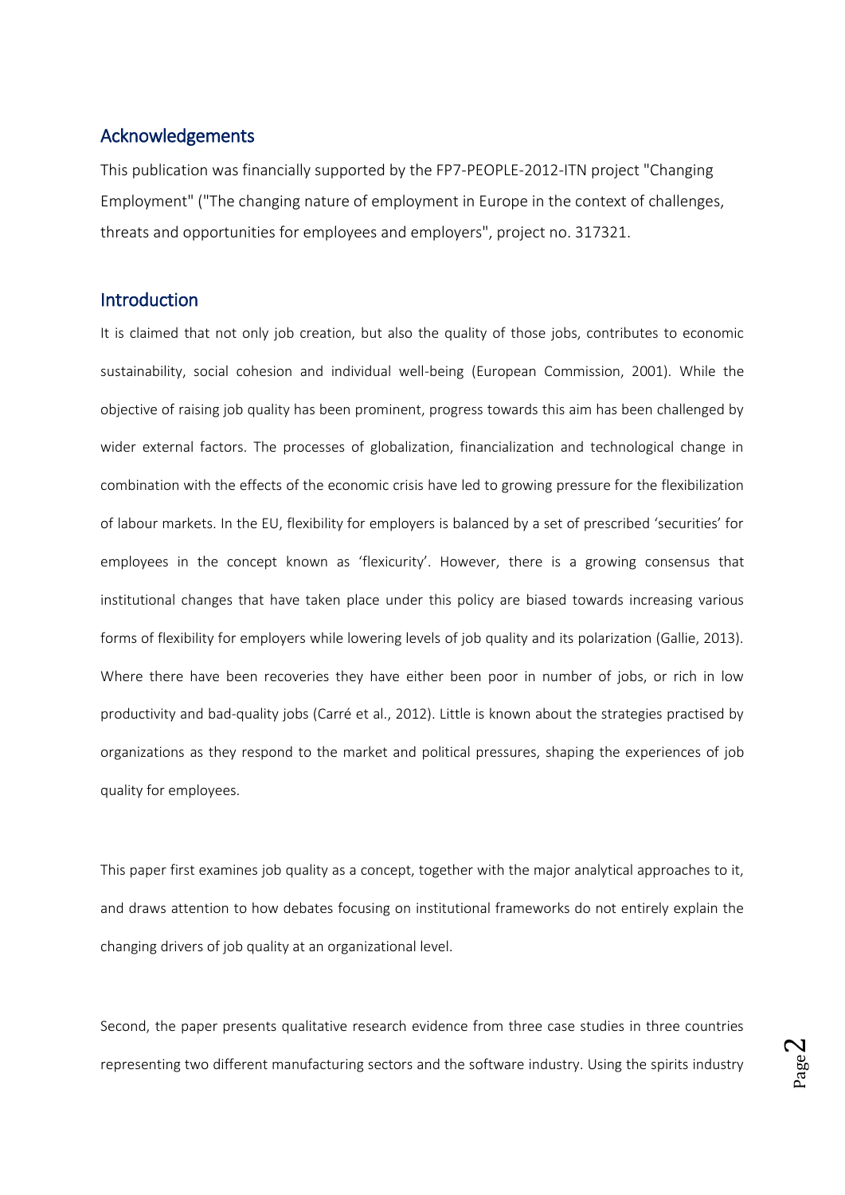## Acknowledgements

This publication was financially supported by the FP7-PEOPLE-2012-ITN project "Changing Employment" ("The changing nature of employment in Europe in the context of challenges, threats and opportunities for employees and employers", project no. 317321.

## Introduction

It is claimed that not only job creation, but also the quality of those jobs, contributes to economic sustainability, social cohesion and individual well-being (European Commission, 2001). While the objective of raising job quality has been prominent, progress towards this aim has been challenged by wider external factors. The processes of globalization, financialization and technological change in combination with the effects of the economic crisis have led to growing pressure for the flexibilization of labour markets. In the EU, flexibility for employers is balanced by a set of prescribed 'securities' for employees in the concept known as 'flexicurity'. However, there is a growing consensus that institutional changes that have taken place under this policy are biased towards increasing various forms of flexibility for employers while lowering levels of job quality and its polarization (Gallie, 2013). Where there have been recoveries they have either been poor in number of jobs, or rich in low productivity and bad-quality jobs (Carré et al., 2012). Little is known about the strategies practised by organizations as they respond to the market and political pressures, shaping the experiences of job quality for employees.

This paper first examines job quality as a concept, together with the major analytical approaches to it, and draws attention to how debates focusing on institutional frameworks do not entirely explain the changing drivers of job quality at an organizational level.

Second, the paper presents qualitative research evidence from three case studies in three countries representing two different manufacturing sectors and the software industry. Using the spirits industry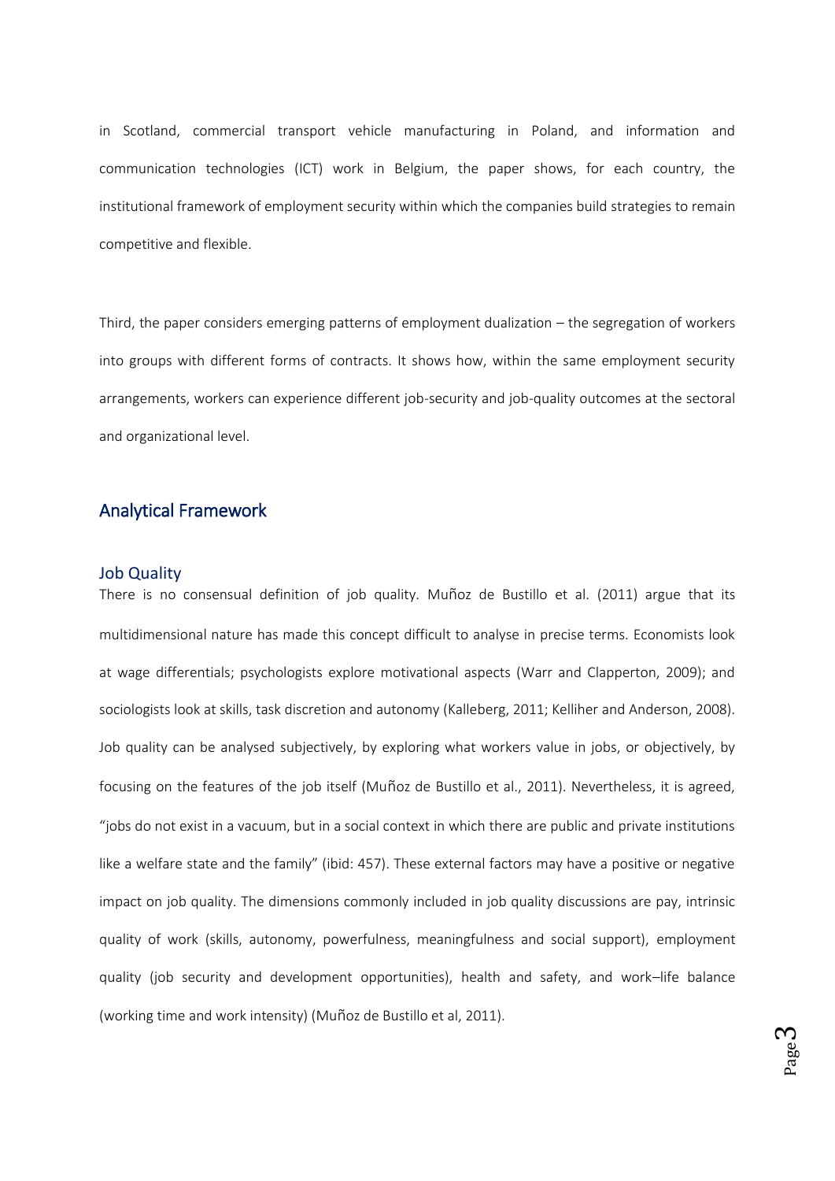in Scotland, commercial transport vehicle manufacturing in Poland, and information and communication technologies (ICT) work in Belgium, the paper shows, for each country, the institutional framework of employment security within which the companies build strategies to remain competitive and flexible.

Third, the paper considers emerging patterns of employment dualization – the segregation of workers into groups with different forms of contracts. It shows how, within the same employment security arrangements, workers can experience different job-security and job-quality outcomes at the sectoral and organizational level.

## Analytical Framework

### Job Quality

There is no consensual definition of job quality. Muñoz de Bustillo et al. (2011) argue that its multidimensional nature has made this concept difficult to analyse in precise terms. Economists look at wage differentials; psychologists explore motivational aspects (Warr and Clapperton, 2009); and sociologists look at skills, task discretion and autonomy (Kalleberg, 2011; Kelliher and Anderson, 2008). Job quality can be analysed subjectively, by exploring what workers value in jobs, or objectively, by focusing on the features of the job itself (Muñoz de Bustillo et al., 2011). Nevertheless, it is agreed, "jobs do not exist in a vacuum, but in a social context in which there are public and private institutions like a welfare state and the family" (ibid: 457). These external factors may have a positive or negative impact on job quality. The dimensions commonly included in job quality discussions are pay, intrinsic quality of work (skills, autonomy, powerfulness, meaningfulness and social support), employment quality (job security and development opportunities), health and safety, and work–life balance (working time and work intensity) (Muñoz de Bustillo et al, 2011).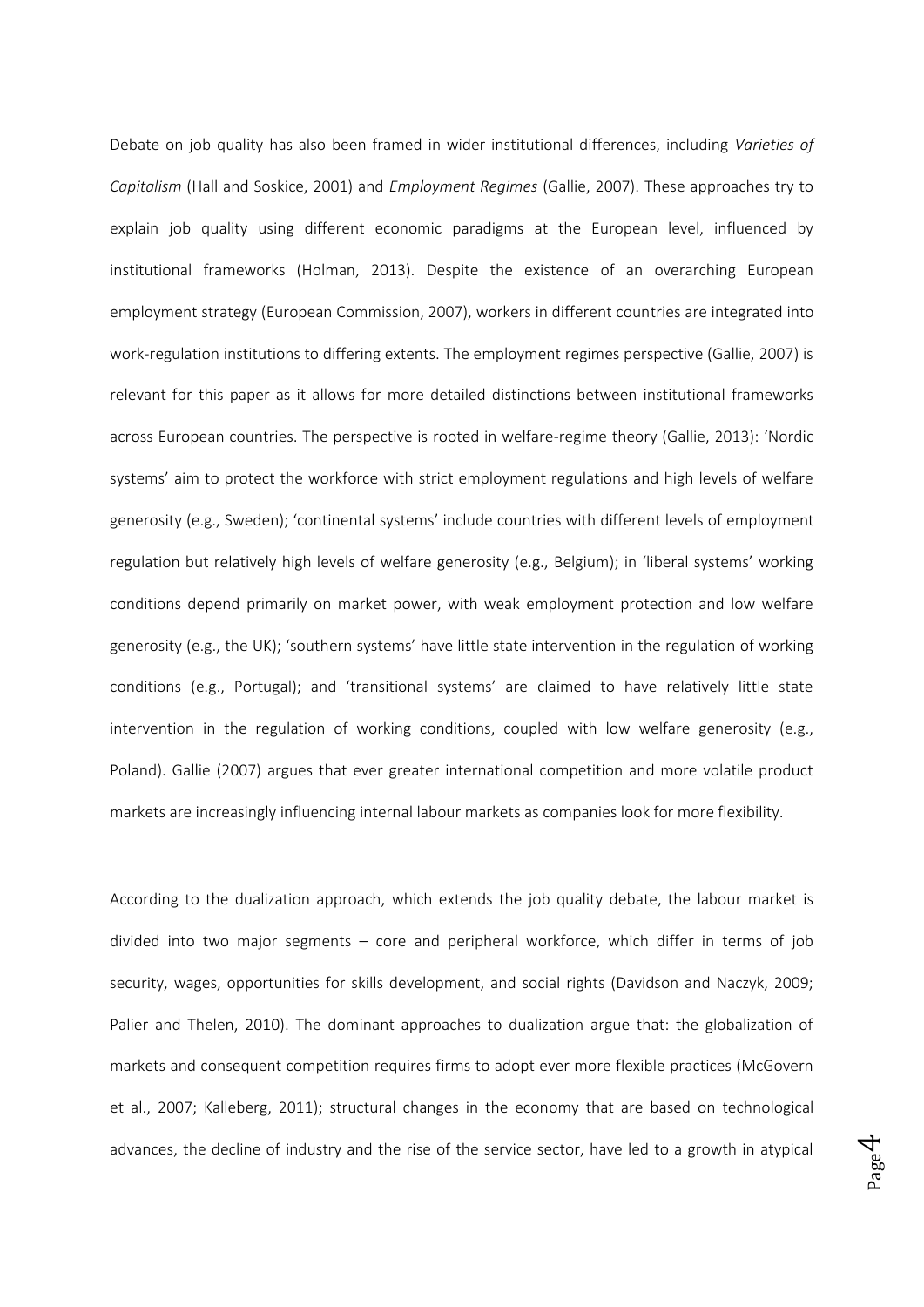Debate on job quality has also been framed in wider institutional differences, including *Varieties of Capitalism* (Hall and Soskice, 2001) and *Employment Regimes* (Gallie, 2007). These approaches try to explain job quality using different economic paradigms at the European level, influenced by institutional frameworks (Holman, 2013). Despite the existence of an overarching European employment strategy (European Commission, 2007), workers in different countries are integrated into work-regulation institutions to differing extents. The employment regimes perspective (Gallie, 2007) is relevant for this paper as it allows for more detailed distinctions between institutional frameworks across European countries. The perspective is rooted in welfare-regime theory (Gallie, 2013): 'Nordic systems' aim to protect the workforce with strict employment regulations and high levels of welfare generosity (e.g., Sweden); 'continental systems' include countries with different levels of employment regulation but relatively high levels of welfare generosity (e.g., Belgium); in 'liberal systems' working conditions depend primarily on market power, with weak employment protection and low welfare generosity (e.g., the UK); 'southern systems' have little state intervention in the regulation of working conditions (e.g., Portugal); and 'transitional systems' are claimed to have relatively little state intervention in the regulation of working conditions, coupled with low welfare generosity (e.g., Poland). Gallie (2007) argues that ever greater international competition and more volatile product markets are increasingly influencing internal labour markets as companies look for more flexibility.

According to the dualization approach, which extends the job quality debate, the labour market is divided into two major segments – core and peripheral workforce, which differ in terms of job security, wages, opportunities for skills development, and social rights (Davidson and Naczyk, 2009; Palier and Thelen, 2010). The dominant approaches to dualization argue that: the globalization of markets and consequent competition requires firms to adopt ever more flexible practices (McGovern et al., 2007; Kalleberg, 2011); structural changes in the economy that are based on technological advances, the decline of industry and the rise of the service sector, have led to a growth in atypical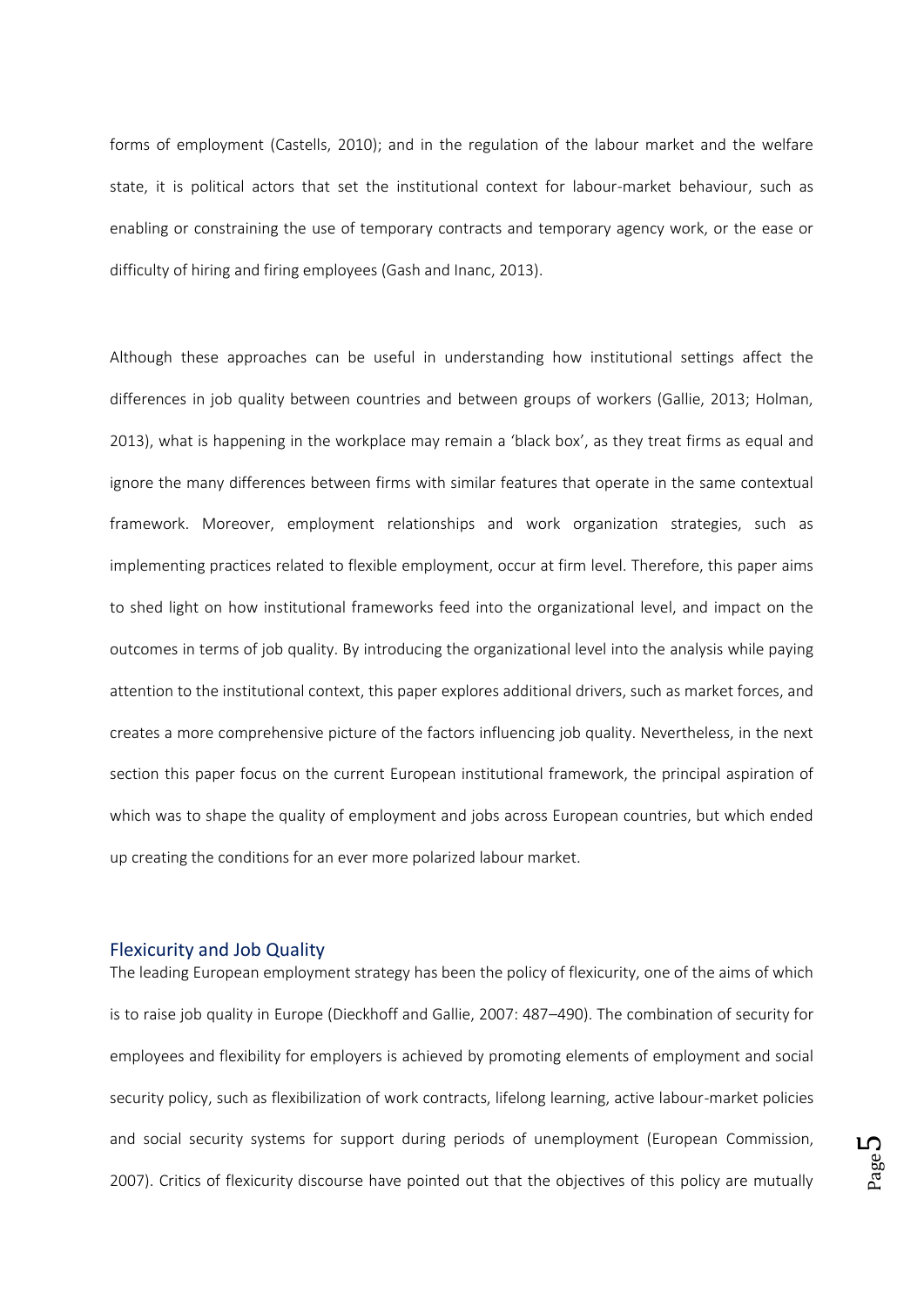forms of employment (Castells, 2010); and in the regulation of the labour market and the welfare state, it is political actors that set the institutional context for labour-market behaviour, such as enabling or constraining the use of temporary contracts and temporary agency work, or the ease or difficulty of hiring and firing employees (Gash and Inanc, 2013).

Although these approaches can be useful in understanding how institutional settings affect the differences in job quality between countries and between groups of workers (Gallie, 2013; Holman, 2013), what is happening in the workplace may remain a 'black box', as they treat firms as equal and ignore the many differences between firms with similar features that operate in the same contextual framework. Moreover, employment relationships and work organization strategies, such as implementing practices related to flexible employment, occur at firm level. Therefore, this paper aims to shed light on how institutional frameworks feed into the organizational level, and impact on the outcomes in terms of job quality. By introducing the organizational level into the analysis while paying attention to the institutional context, this paper explores additional drivers, such as market forces, and creates a more comprehensive picture of the factors influencing job quality. Nevertheless, in the next section this paper focus on the current European institutional framework, the principal aspiration of which was to shape the quality of employment and jobs across European countries, but which ended up creating the conditions for an ever more polarized labour market.

## Flexicurity and Job Quality

The leading European employment strategy has been the policy of flexicurity, one of the aims of which is to raise job quality in Europe (Dieckhoff and Gallie, 2007: 487–490). The combination of security for employees and flexibility for employers is achieved by promoting elements of employment and social security policy, such as flexibilization of work contracts, lifelong learning, active labour-market policies and social security systems for support during periods of unemployment (European Commission, 2007). Critics of flexicurity discourse have pointed out that the objectives of this policy are mutually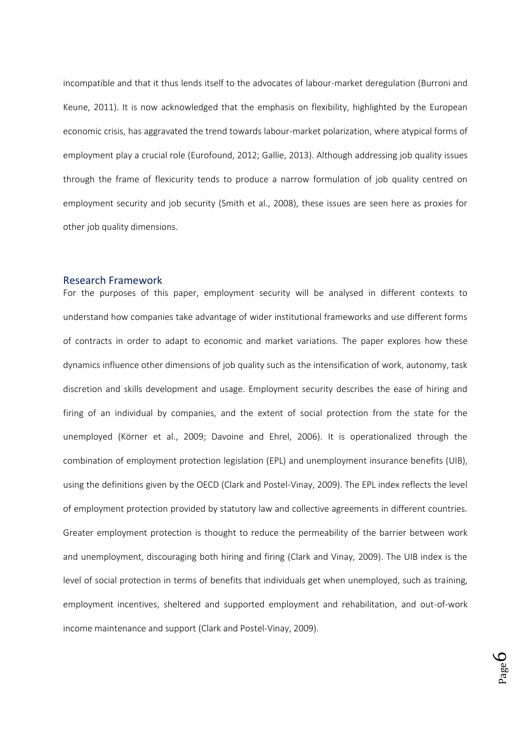incompatible and that it thus lends itself to the advocates of labour-market deregulation (Burroni and Keune, 2011). It is now acknowledged that the emphasis on flexibility, highlighted by the European economic crisis, has aggravated the trend towards labour-market polarization, where atypical forms of employment play a crucial role (Eurofound, 2012; Gallie, 2013). Although addressing job quality issues through the frame of flexicurity tends to produce a narrow formulation of job quality centred on employment security and job security (Smith et al., 2008), these issues are seen here as proxies for other job quality dimensions.

## Research Framework

For the purposes of this paper, employment security will be analysed in different contexts to understand how companies take advantage of wider institutional frameworks and use different forms of contracts in order to adapt to economic and market variations. The paper explores how these dynamics influence other dimensions of job quality such as the intensification of work, autonomy, task discretion and skills development and usage. Employment security describes the ease of hiring and firing of an individual by companies, and the extent of social protection from the state for the unemployed (Körner et al., 2009; Davoine and Ehrel, 2006). It is operationalized through the combination of employment protection legislation (EPL) and unemployment insurance benefits (UIB), using the definitions given by the OECD (Clark and Postel-Vinay, 2009). The EPL index reflects the level of employment protection provided by statutory law and collective agreements in different countries. Greater employment protection is thought to reduce the permeability of the barrier between work and unemployment, discouraging both hiring and firing (Clark and Vinay, 2009). The UIB index is the level of social protection in terms of benefits that individuals get when unemployed, such as training, employment incentives, sheltered and supported employment and rehabilitation, and out-of-work income maintenance and support (Clark and Postel-Vinay, 2009).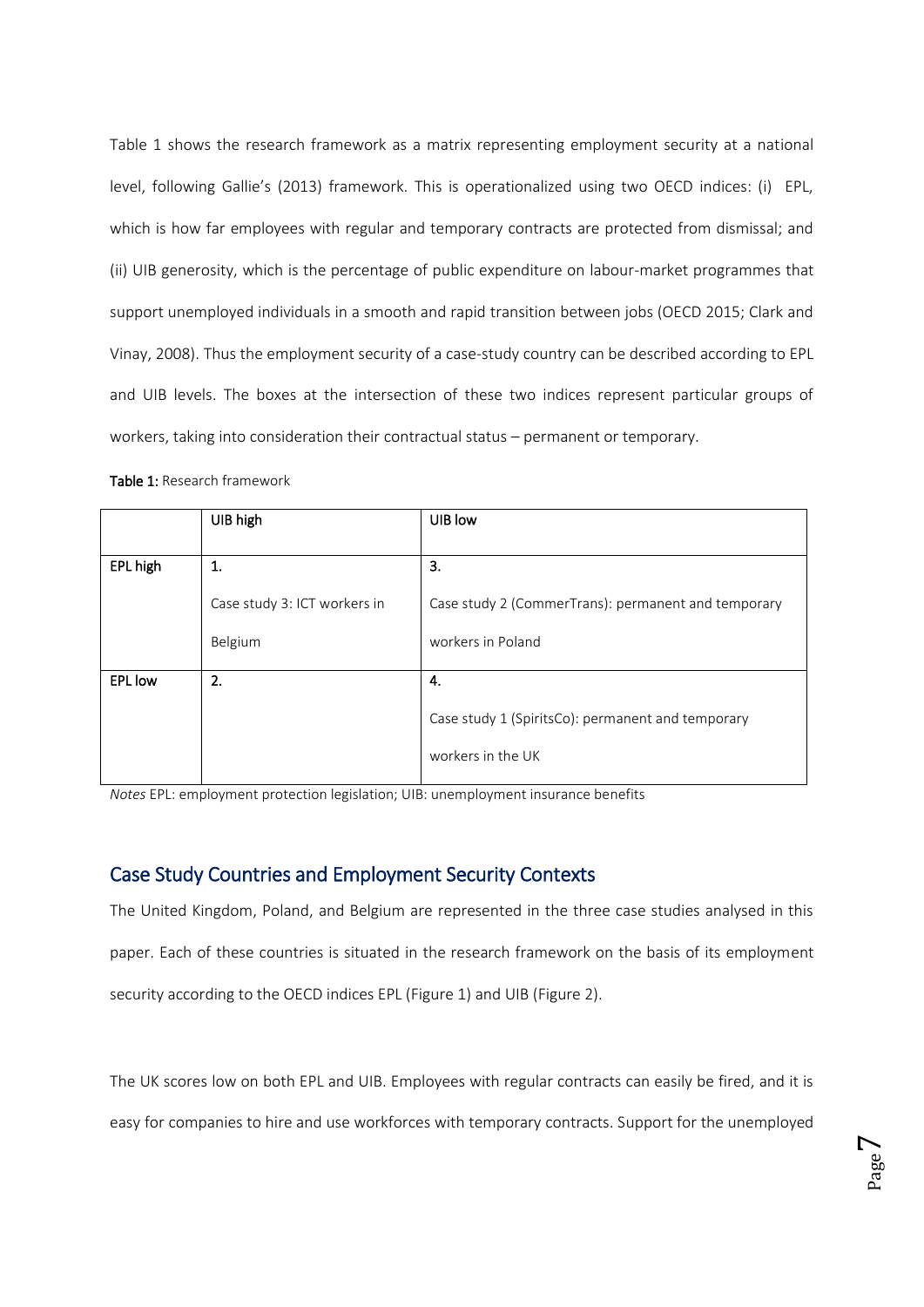Table 1 shows the research framework as a matrix representing employment security at a national level, following Gallie's (2013) framework. This is operationalized using two OECD indices: (i) EPL, which is how far employees with regular and temporary contracts are protected from dismissal; and (ii) UIB generosity, which is the percentage of public expenditure on labour-market programmes that support unemployed individuals in a smooth and rapid transition between jobs (OECD 2015; Clark and Vinay, 2008). Thus the employment security of a case-study country can be described according to EPL and UIB levels. The boxes at the intersection of these two indices represent particular groups of workers, taking into consideration their contractual status – permanent or temporary.

**Table 1:** Research framework

| | UIB high | UIB low |
|---|---|---|
| EPL high | 1.<br>Case study 3: ICT workers in Belgium | 3.<br>Case study 2 (CommerTrans): permanent and temporary workers in Poland |
| EPL low | 2. | 4.<br>Case study 1 (SpiritsCo): permanent and temporary workers in the UK |

*Notes* EPL: employment protection legislation; UIB: unemployment insurance benefits

## Case Study Countries and Employment Security Contexts

The United Kingdom, Poland, and Belgium are represented in the three case studies analysed in this paper. Each of these countries is situated in the research framework on the basis of its employment security according to the OECD indices EPL (Figure 1) and UIB (Figure 2).

The UK scores low on both EPL and UIB. Employees with regular contracts can easily be fired, and it is easy for companies to hire and use workforces with temporary contracts. Support for the unemployed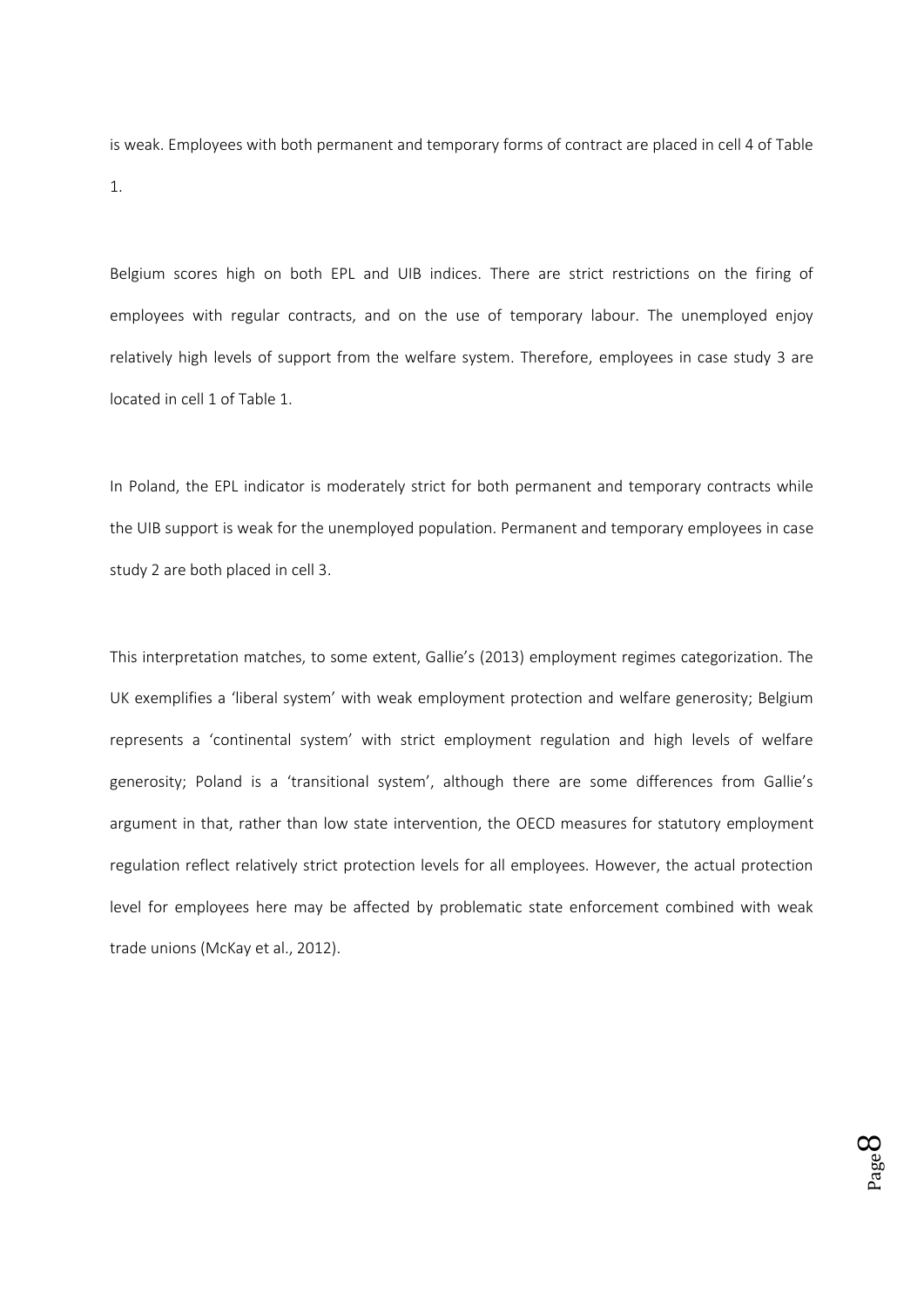is weak. Employees with both permanent and temporary forms of contract are placed in cell 4 of Table 1.

Belgium scores high on both EPL and UIB indices. There are strict restrictions on the firing of employees with regular contracts, and on the use of temporary labour. The unemployed enjoy relatively high levels of support from the welfare system. Therefore, employees in case study 3 are located in cell 1 of Table 1.

In Poland, the EPL indicator is moderately strict for both permanent and temporary contracts while the UIB support is weak for the unemployed population. Permanent and temporary employees in case study 2 are both placed in cell 3.

This interpretation matches, to some extent, Gallie's (2013) employment regimes categorization. The UK exemplifies a 'liberal system' with weak employment protection and welfare generosity; Belgium represents a 'continental system' with strict employment regulation and high levels of welfare generosity; Poland is a 'transitional system', although there are some differences from Gallie's argument in that, rather than low state intervention, the OECD measures for statutory employment regulation reflect relatively strict protection levels for all employees. However, the actual protection level for employees here may be affected by problematic state enforcement combined with weak trade unions (McKay et al., 2012).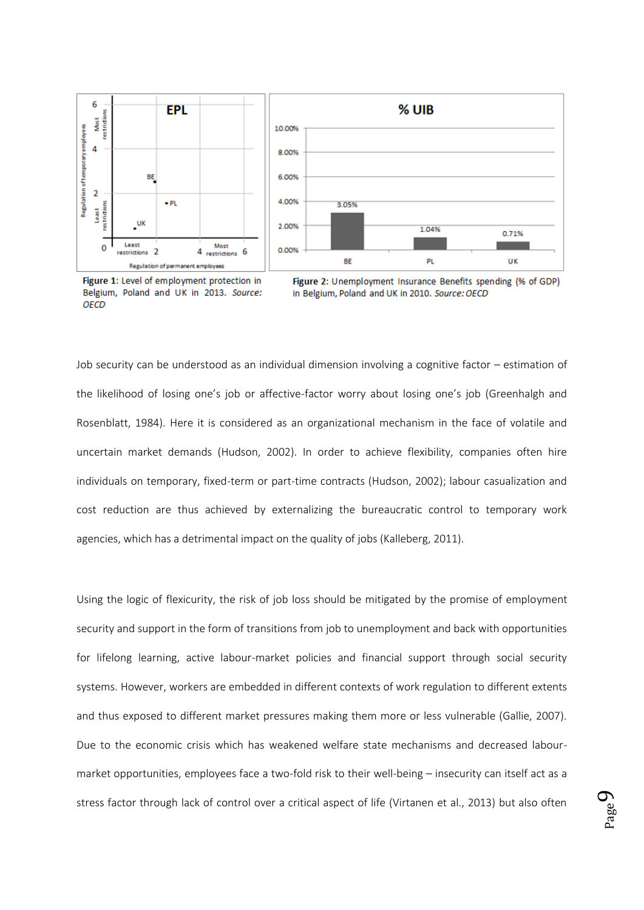Figure 1: Level of employment protection in Belgium, Poland and UK in 2013. *Source: OECD*

Figure 2: Unemployment Insurance Benefits spending (% of GDP) in Belgium, Poland and UK in 2010. *Source: OECD*

Job security can be understood as an individual dimension involving a cognitive factor – estimation of the likelihood of losing one's job or affective-factor worry about losing one's job (Greenhalgh and Rosenblatt, 1984). Here it is considered as an organizational mechanism in the face of volatile and uncertain market demands (Hudson, 2002). In order to achieve flexibility, companies often hire individuals on temporary, fixed-term or part-time contracts (Hudson, 2002); labour casualization and cost reduction are thus achieved by externalizing the bureaucratic control to temporary work agencies, which has a detrimental impact on the quality of jobs (Kalleberg, 2011).

Using the logic of flexicurity, the risk of job loss should be mitigated by the promise of employment security and support in the form of transitions from job to unemployment and back with opportunities for lifelong learning, active labour-market policies and financial support through social security systems. However, workers are embedded in different contexts of work regulation to different extents and thus exposed to different market pressures making them more or less vulnerable (Gallie, 2007). Due to the economic crisis which has weakened welfare state mechanisms and decreased labour-market opportunities, employees face a two-fold risk to their well-being – insecurity can itself act as a stress factor through lack of control over a critical aspect of life (Virtanen et al., 2013) but also often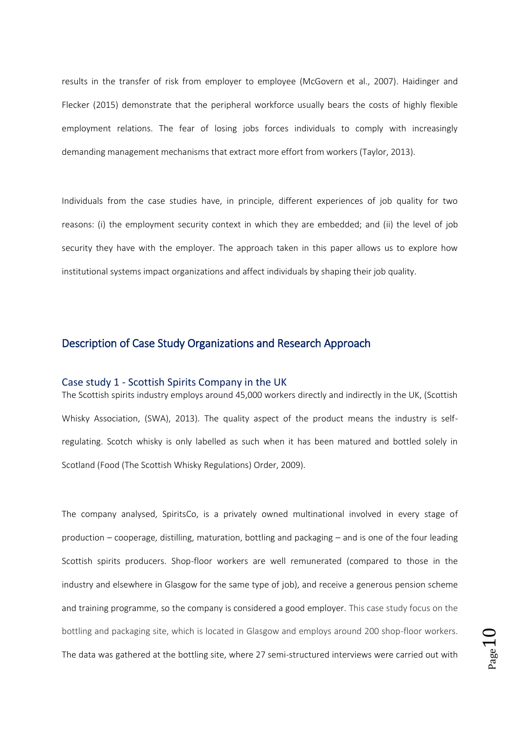results in the transfer of risk from employer to employee (McGovern et al., 2007). Haidinger and Flecker (2015) demonstrate that the peripheral workforce usually bears the costs of highly flexible employment relations. The fear of losing jobs forces individuals to comply with increasingly demanding management mechanisms that extract more effort from workers (Taylor, 2013).

Individuals from the case studies have, in principle, different experiences of job quality for two reasons: (i) the employment security context in which they are embedded; and (ii) the level of job security they have with the employer. The approach taken in this paper allows us to explore how institutional systems impact organizations and affect individuals by shaping their job quality.

## Description of Case Study Organizations and Research Approach

### Case study 1 - Scottish Spirits Company in the UK

The Scottish spirits industry employs around 45,000 workers directly and indirectly in the UK, (Scottish Whisky Association, (SWA), 2013). The quality aspect of the product means the industry is self-regulating. Scotch whisky is only labelled as such when it has been matured and bottled solely in Scotland (Food (The Scottish Whisky Regulations) Order, 2009).

The company analysed, SpiritsCo, is a privately owned multinational involved in every stage of production – cooperage, distilling, maturation, bottling and packaging – and is one of the four leading Scottish spirits producers. Shop-floor workers are well remunerated (compared to those in the industry and elsewhere in Glasgow for the same type of job), and receive a generous pension scheme and training programme, so the company is considered a good employer. This case study focus on the bottling and packaging site, which is located in Glasgow and employs around 200 shop-floor workers. The data was gathered at the bottling site, where 27 semi-structured interviews were carried out with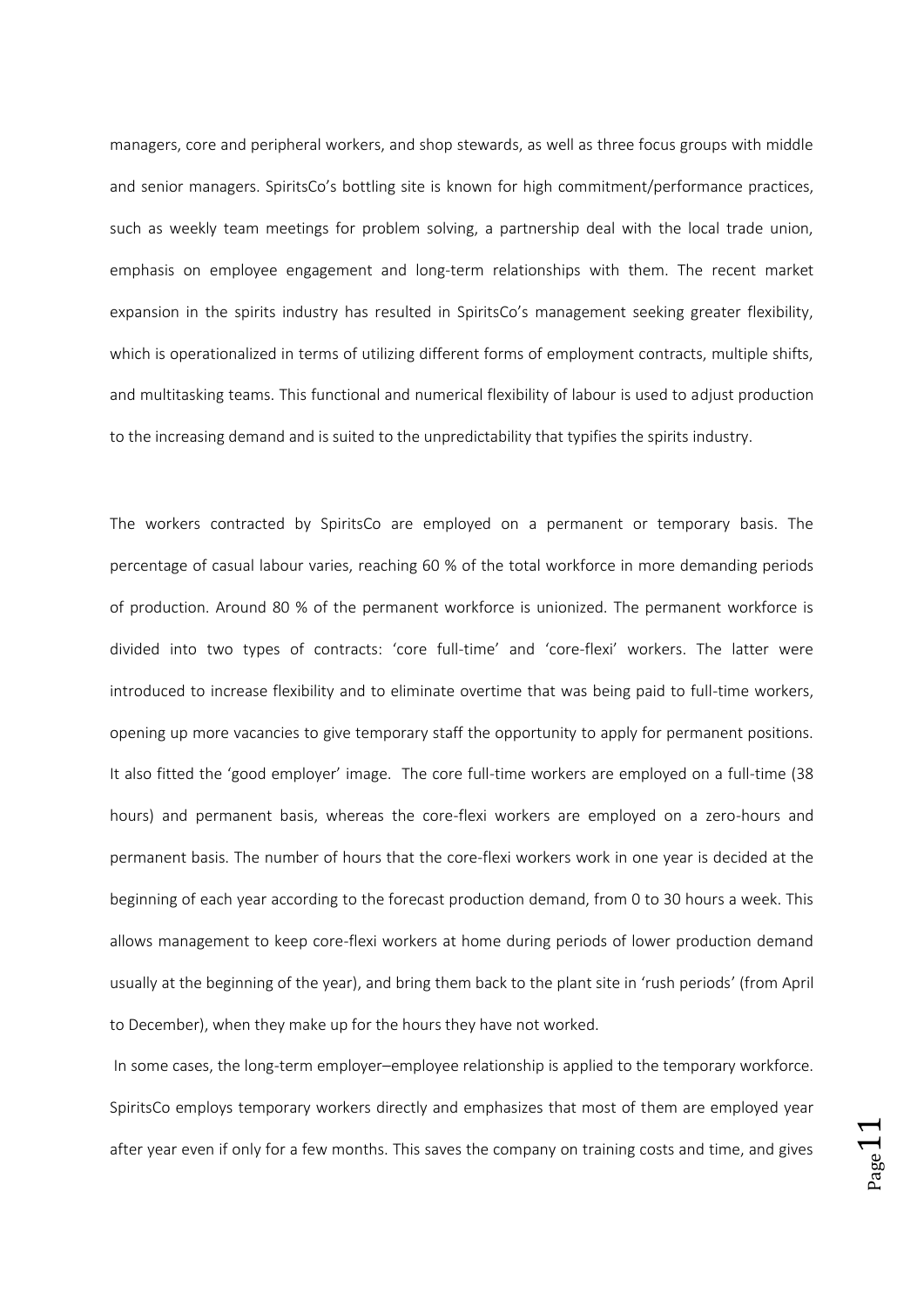managers, core and peripheral workers, and shop stewards, as well as three focus groups with middle and senior managers. SpiritsCo's bottling site is known for high commitment/performance practices, such as weekly team meetings for problem solving, a partnership deal with the local trade union, emphasis on employee engagement and long-term relationships with them. The recent market expansion in the spirits industry has resulted in SpiritsCo's management seeking greater flexibility, which is operationalized in terms of utilizing different forms of employment contracts, multiple shifts, and multitasking teams. This functional and numerical flexibility of labour is used to adjust production to the increasing demand and is suited to the unpredictability that typifies the spirits industry.

The workers contracted by SpiritsCo are employed on a permanent or temporary basis. The percentage of casual labour varies, reaching 60 % of the total workforce in more demanding periods of production. Around 80 % of the permanent workforce is unionized. The permanent workforce is divided into two types of contracts: 'core full-time' and 'core-flexi' workers. The latter were introduced to increase flexibility and to eliminate overtime that was being paid to full-time workers, opening up more vacancies to give temporary staff the opportunity to apply for permanent positions. It also fitted the 'good employer' image. The core full-time workers are employed on a full-time (38 hours) and permanent basis, whereas the core-flexi workers are employed on a zero-hours and permanent basis. The number of hours that the core-flexi workers work in one year is decided at the beginning of each year according to the forecast production demand, from 0 to 30 hours a week. This allows management to keep core-flexi workers at home during periods of lower production demand usually at the beginning of the year), and bring them back to the plant site in 'rush periods' (from April to December), when they make up for the hours they have not worked.

In some cases, the long-term employer–employee relationship is applied to the temporary workforce. SpiritsCo employs temporary workers directly and emphasizes that most of them are employed year after year even if only for a few months. This saves the company on training costs and time, and gives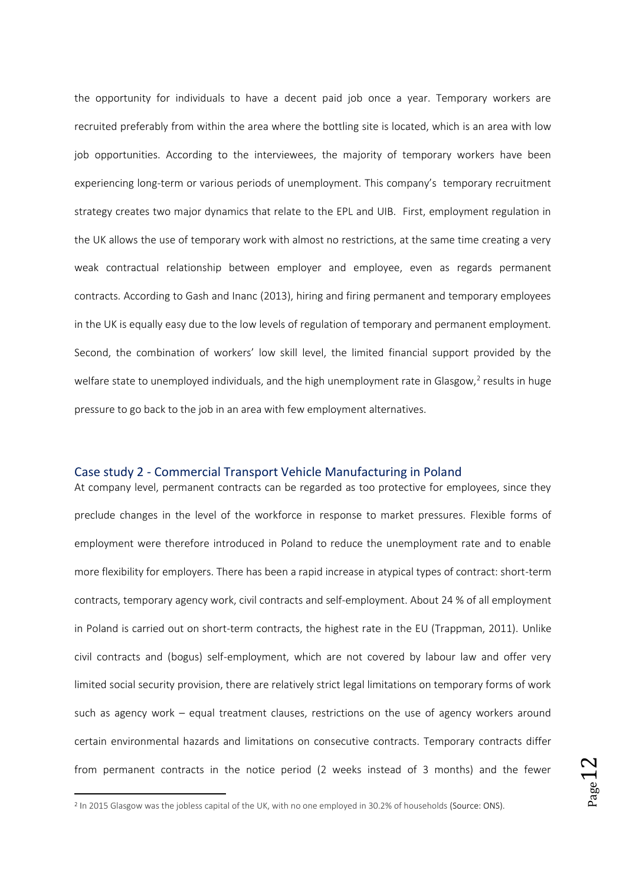the opportunity for individuals to have a decent paid job once a year. Temporary workers are recruited preferably from within the area where the bottling site is located, which is an area with low job opportunities. According to the interviewees, the majority of temporary workers have been experiencing long-term or various periods of unemployment. This company's temporary recruitment strategy creates two major dynamics that relate to the EPL and UIB. First, employment regulation in the UK allows the use of temporary work with almost no restrictions, at the same time creating a very weak contractual relationship between employer and employee, even as regards permanent contracts. According to Gash and Inanc (2013), hiring and firing permanent and temporary employees in the UK is equally easy due to the low levels of regulation of temporary and permanent employment. Second, the combination of workers' low skill level, the limited financial support provided by the welfare state to unemployed individuals, and the high unemployment rate in Glasgow,[2] results in huge pressure to go back to the job in an area with few employment alternatives.

## Case study 2 - Commercial Transport Vehicle Manufacturing in Poland

At company level, permanent contracts can be regarded as too protective for employees, since they preclude changes in the level of the workforce in response to market pressures. Flexible forms of employment were therefore introduced in Poland to reduce the unemployment rate and to enable more flexibility for employers. There has been a rapid increase in atypical types of contract: short-term contracts, temporary agency work, civil contracts and self-employment. About 24 % of all employment in Poland is carried out on short-term contracts, the highest rate in the EU (Trappman, 2011). Unlike civil contracts and (bogus) self-employment, which are not covered by labour law and offer very limited social security provision, there are relatively strict legal limitations on temporary forms of work such as agency work – equal treatment clauses, restrictions on the use of agency workers around certain environmental hazards and limitations on consecutive contracts. Temporary contracts differ from permanent contracts in the notice period (2 weeks instead of 3 months) and the fewer

[2] In 2015 Glasgow was the jobless capital of the UK, with no one employed in 30.2% of households (Source: ONS).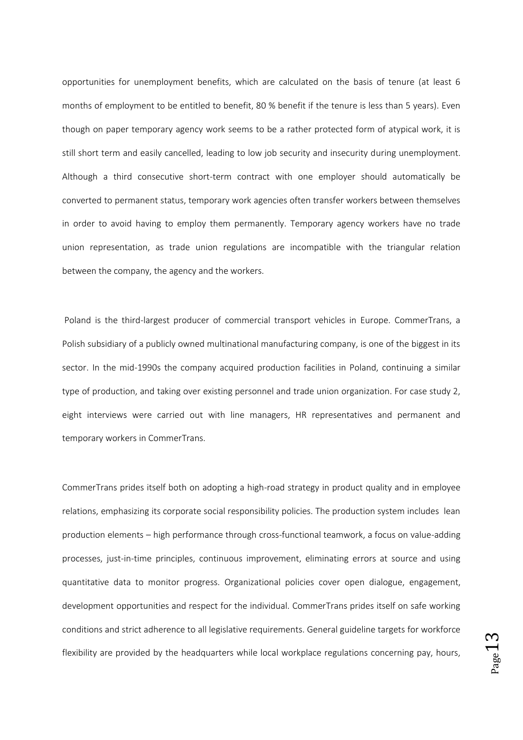opportunities for unemployment benefits, which are calculated on the basis of tenure (at least 6 months of employment to be entitled to benefit, 80 % benefit if the tenure is less than 5 years). Even though on paper temporary agency work seems to be a rather protected form of atypical work, it is still short term and easily cancelled, leading to low job security and insecurity during unemployment. Although a third consecutive short-term contract with one employer should automatically be converted to permanent status, temporary work agencies often transfer workers between themselves in order to avoid having to employ them permanently. Temporary agency workers have no trade union representation, as trade union regulations are incompatible with the triangular relation between the company, the agency and the workers.

Poland is the third-largest producer of commercial transport vehicles in Europe. CommerTrans, a Polish subsidiary of a publicly owned multinational manufacturing company, is one of the biggest in its sector. In the mid-1990s the company acquired production facilities in Poland, continuing a similar type of production, and taking over existing personnel and trade union organization. For case study 2, eight interviews were carried out with line managers, HR representatives and permanent and temporary workers in CommerTrans.

CommerTrans prides itself both on adopting a high-road strategy in product quality and in employee relations, emphasizing its corporate social responsibility policies. The production system includes lean production elements – high performance through cross-functional teamwork, a focus on value-adding processes, just-in-time principles, continuous improvement, eliminating errors at source and using quantitative data to monitor progress. Organizational policies cover open dialogue, engagement, development opportunities and respect for the individual. CommerTrans prides itself on safe working conditions and strict adherence to all legislative requirements. General guideline targets for workforce flexibility are provided by the headquarters while local workplace regulations concerning pay, hours,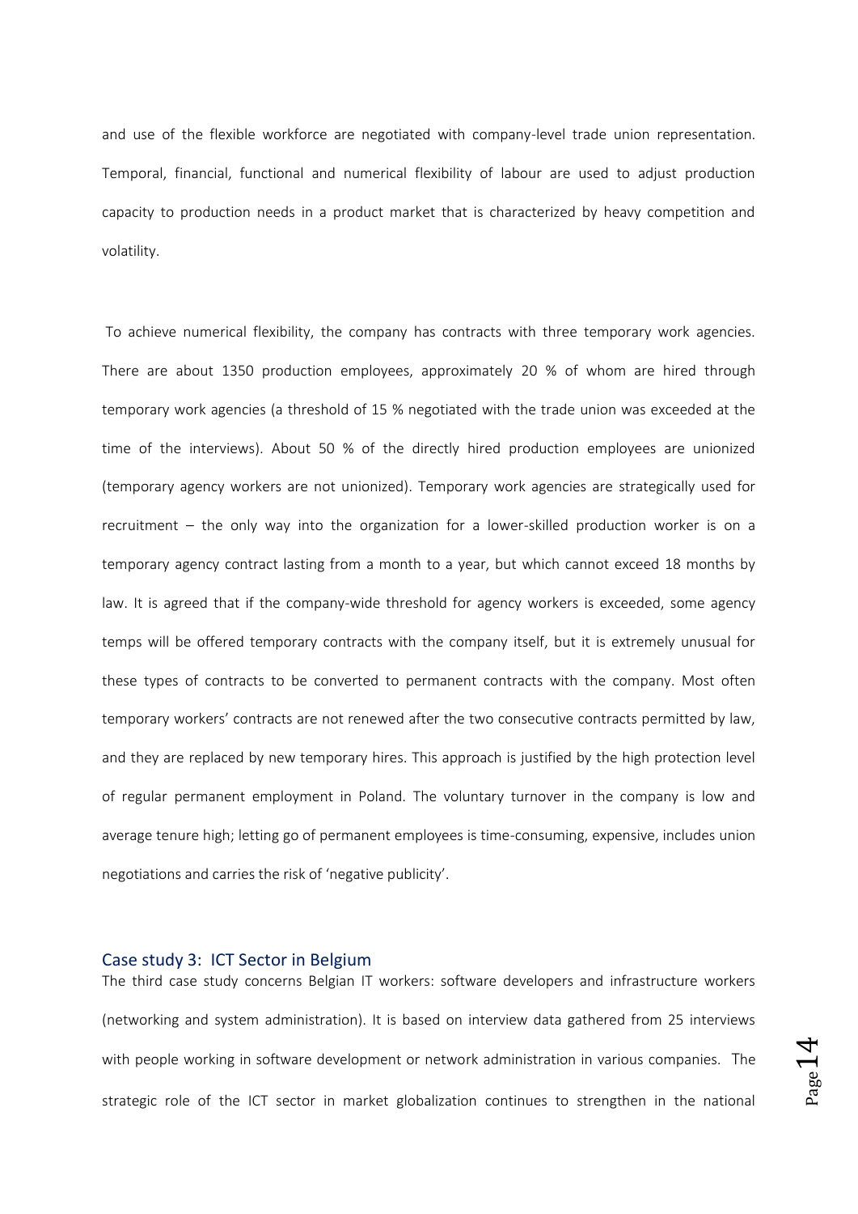and use of the flexible workforce are negotiated with company-level trade union representation. Temporal, financial, functional and numerical flexibility of labour are used to adjust production capacity to production needs in a product market that is characterized by heavy competition and volatility.

To achieve numerical flexibility, the company has contracts with three temporary work agencies. There are about 1350 production employees, approximately 20 % of whom are hired through temporary work agencies (a threshold of 15 % negotiated with the trade union was exceeded at the time of the interviews). About 50 % of the directly hired production employees are unionized (temporary agency workers are not unionized). Temporary work agencies are strategically used for recruitment – the only way into the organization for a lower-skilled production worker is on a temporary agency contract lasting from a month to a year, but which cannot exceed 18 months by law. It is agreed that if the company-wide threshold for agency workers is exceeded, some agency temps will be offered temporary contracts with the company itself, but it is extremely unusual for these types of contracts to be converted to permanent contracts with the company. Most often temporary workers' contracts are not renewed after the two consecutive contracts permitted by law, and they are replaced by new temporary hires. This approach is justified by the high protection level of regular permanent employment in Poland. The voluntary turnover in the company is low and average tenure high; letting go of permanent employees is time-consuming, expensive, includes union negotiations and carries the risk of 'negative publicity'.

### Case study 3: ICT Sector in Belgium

The third case study concerns Belgian IT workers: software developers and infrastructure workers (networking and system administration). It is based on interview data gathered from 25 interviews with people working in software development or network administration in various companies. The strategic role of the ICT sector in market globalization continues to strengthen in the national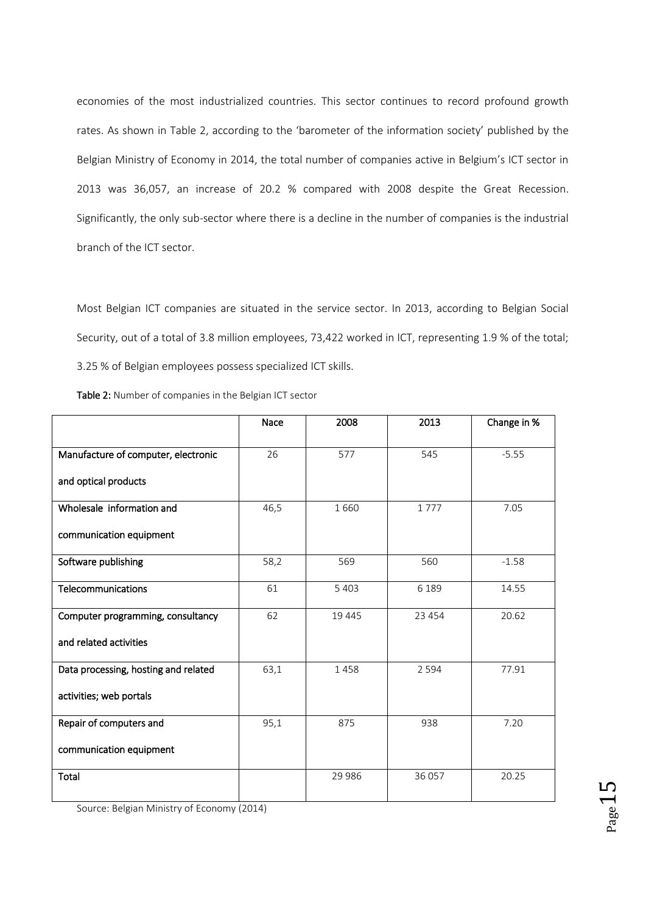economies of the most industrialized countries. This sector continues to record profound growth rates. As shown in Table 2, according to the 'barometer of the information society' published by the Belgian Ministry of Economy in 2014, the total number of companies active in Belgium's ICT sector in 2013 was 36,057, an increase of 20.2 % compared with 2008 despite the Great Recession. Significantly, the only sub-sector where there is a decline in the number of companies is the industrial branch of the ICT sector.

Most Belgian ICT companies are situated in the service sector. In 2013, according to Belgian Social Security, out of a total of 3.8 million employees, 73,422 worked in ICT, representing 1.9 % of the total; 3.25 % of Belgian employees possess specialized ICT skills.

**Table 2:** Number of companies in the Belgian ICT sector

| | Nace | 2008 | 2013 | Change in % |
|---|---|---|---|---|
| Manufacture of computer, electronic and optical products | 26 | 577 | 545 | -5.55 |
| Wholesale information and communication equipment | 46,5 | 1 660 | 1 777 | 7.05 |
| Software publishing | 58,2 | 569 | 560 | -1.58 |
| Telecommunications | 61 | 5 403 | 6 189 | 14.55 |
| Computer programming, consultancy and related activities | 62 | 19 445 | 23 454 | 20.62 |
| Data processing, hosting and related activities; web portals | 63,1 | 1 458 | 2 594 | 77.91 |
| Repair of computers and communication equipment | 95,1 | 875 | 938 | 7.20 |
| Total | | 29 986 | 36 057 | 20.25 |

Source: Belgian Ministry of Economy (2014)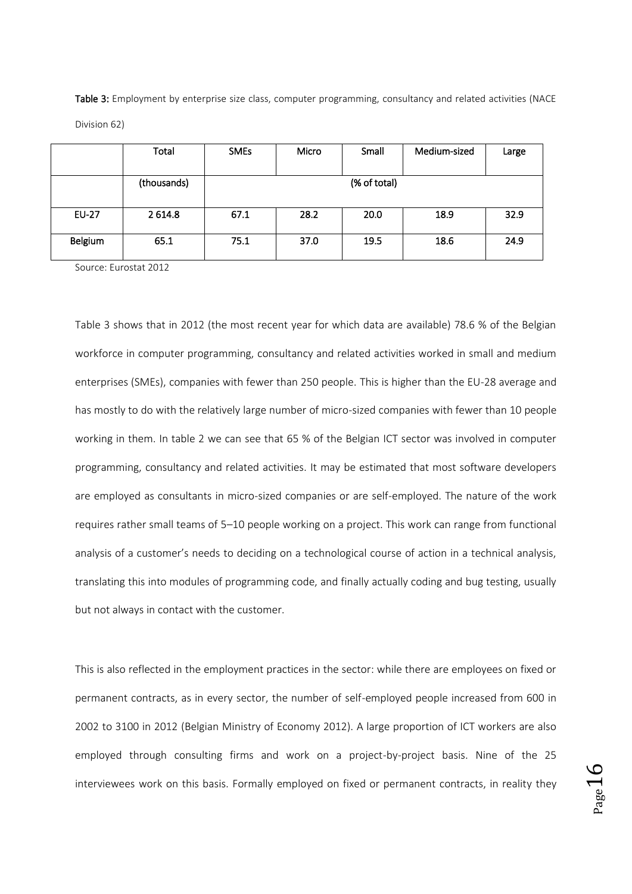**Table 3:** Employment by enterprise size class, computer programming, consultancy and related activities (NACE Division 62)

| | Total | SMEs | Micro | Small | Medium-sized | Large |
|---|---|---|---|---|---|---|
| | (thousands) | (% of total) | | | | |
| EU-27 | 2 614.8 | 67.1 | 28.2 | 20.0 | 18.9 | 32.9 |
| Belgium | 65.1 | 75.1 | 37.0 | 19.5 | 18.6 | 24.9 |

Source: Eurostat 2012

Table 3 shows that in 2012 (the most recent year for which data are available) 78.6 % of the Belgian workforce in computer programming, consultancy and related activities worked in small and medium enterprises (SMEs), companies with fewer than 250 people. This is higher than the EU-28 average and has mostly to do with the relatively large number of micro-sized companies with fewer than 10 people working in them. In table 2 we can see that 65 % of the Belgian ICT sector was involved in computer programming, consultancy and related activities. It may be estimated that most software developers are employed as consultants in micro-sized companies or are self-employed. The nature of the work requires rather small teams of 5–10 people working on a project. This work can range from functional analysis of a customer's needs to deciding on a technological course of action in a technical analysis, translating this into modules of programming code, and finally actually coding and bug testing, usually but not always in contact with the customer.

This is also reflected in the employment practices in the sector: while there are employees on fixed or permanent contracts, as in every sector, the number of self-employed people increased from 600 in 2002 to 3100 in 2012 (Belgian Ministry of Economy 2012). A large proportion of ICT workers are also employed through consulting firms and work on a project-by-project basis. Nine of the 25 interviewees work on this basis. Formally employed on fixed or permanent contracts, in reality they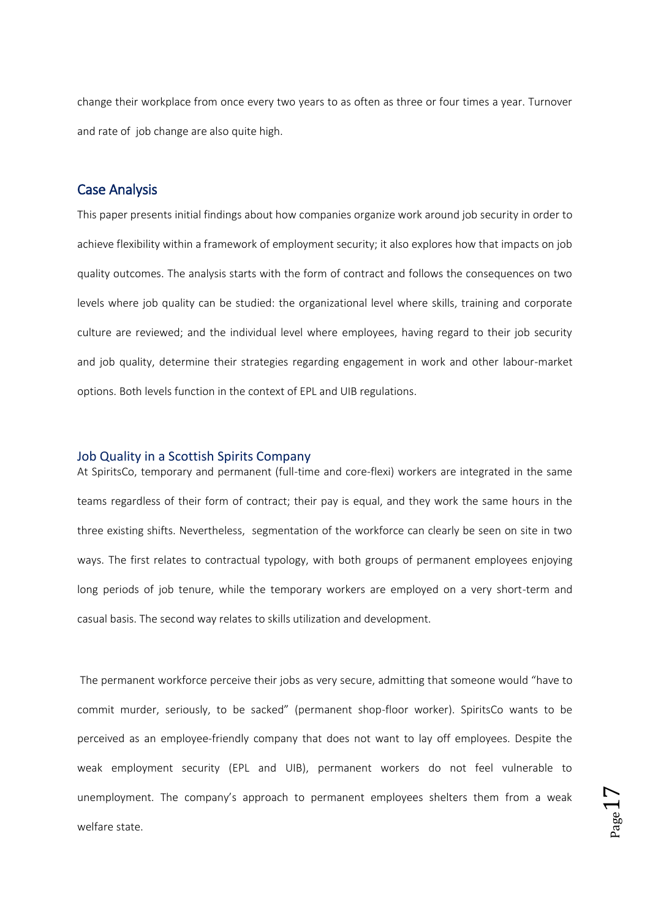change their workplace from once every two years to as often as three or four times a year. Turnover and rate of job change are also quite high.

## Case Analysis

This paper presents initial findings about how companies organize work around job security in order to achieve flexibility within a framework of employment security; it also explores how that impacts on job quality outcomes. The analysis starts with the form of contract and follows the consequences on two levels where job quality can be studied: the organizational level where skills, training and corporate culture are reviewed; and the individual level where employees, having regard to their job security and job quality, determine their strategies regarding engagement in work and other labour-market options. Both levels function in the context of EPL and UIB regulations.

### Job Quality in a Scottish Spirits Company

At SpiritsCo, temporary and permanent (full-time and core-flexi) workers are integrated in the same teams regardless of their form of contract; their pay is equal, and they work the same hours in the three existing shifts. Nevertheless, segmentation of the workforce can clearly be seen on site in two ways. The first relates to contractual typology, with both groups of permanent employees enjoying long periods of job tenure, while the temporary workers are employed on a very short-term and casual basis. The second way relates to skills utilization and development.

The permanent workforce perceive their jobs as very secure, admitting that someone would "have to commit murder, seriously, to be sacked" (permanent shop-floor worker). SpiritsCo wants to be perceived as an employee-friendly company that does not want to lay off employees. Despite the weak employment security (EPL and UIB), permanent workers do not feel vulnerable to unemployment. The company's approach to permanent employees shelters them from a weak welfare state.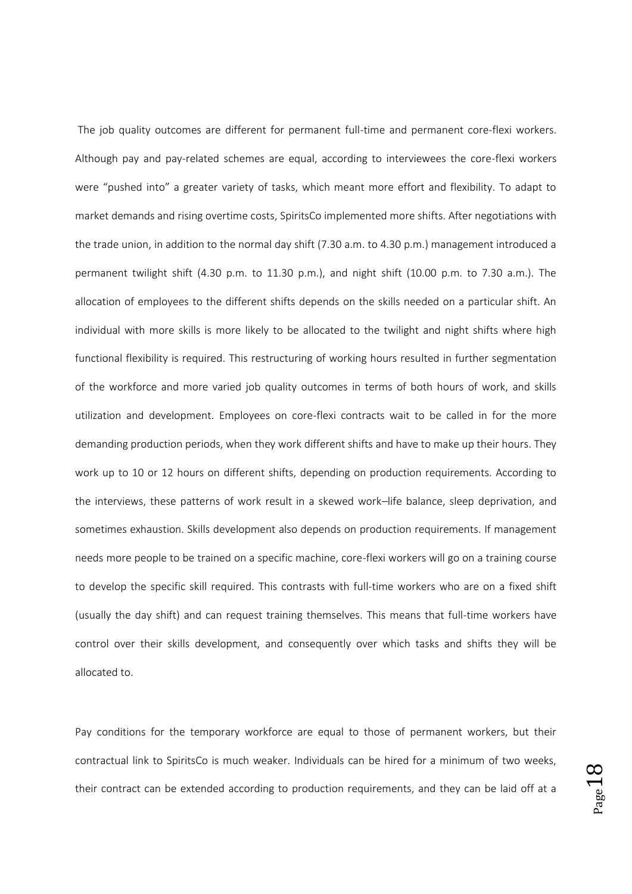The job quality outcomes are different for permanent full-time and permanent core-flexi workers. Although pay and pay-related schemes are equal, according to interviewees the core-flexi workers were "pushed into" a greater variety of tasks, which meant more effort and flexibility. To adapt to market demands and rising overtime costs, SpiritsCo implemented more shifts. After negotiations with the trade union, in addition to the normal day shift (7.30 a.m. to 4.30 p.m.) management introduced a permanent twilight shift (4.30 p.m. to 11.30 p.m.), and night shift (10.00 p.m. to 7.30 a.m.). The allocation of employees to the different shifts depends on the skills needed on a particular shift. An individual with more skills is more likely to be allocated to the twilight and night shifts where high functional flexibility is required. This restructuring of working hours resulted in further segmentation of the workforce and more varied job quality outcomes in terms of both hours of work, and skills utilization and development. Employees on core-flexi contracts wait to be called in for the more demanding production periods, when they work different shifts and have to make up their hours. They work up to 10 or 12 hours on different shifts, depending on production requirements. According to the interviews, these patterns of work result in a skewed work–life balance, sleep deprivation, and sometimes exhaustion. Skills development also depends on production requirements. If management needs more people to be trained on a specific machine, core-flexi workers will go on a training course to develop the specific skill required. This contrasts with full-time workers who are on a fixed shift (usually the day shift) and can request training themselves. This means that full-time workers have control over their skills development, and consequently over which tasks and shifts they will be allocated to.

Pay conditions for the temporary workforce are equal to those of permanent workers, but their contractual link to SpiritsCo is much weaker. Individuals can be hired for a minimum of two weeks, their contract can be extended according to production requirements, and they can be laid off at a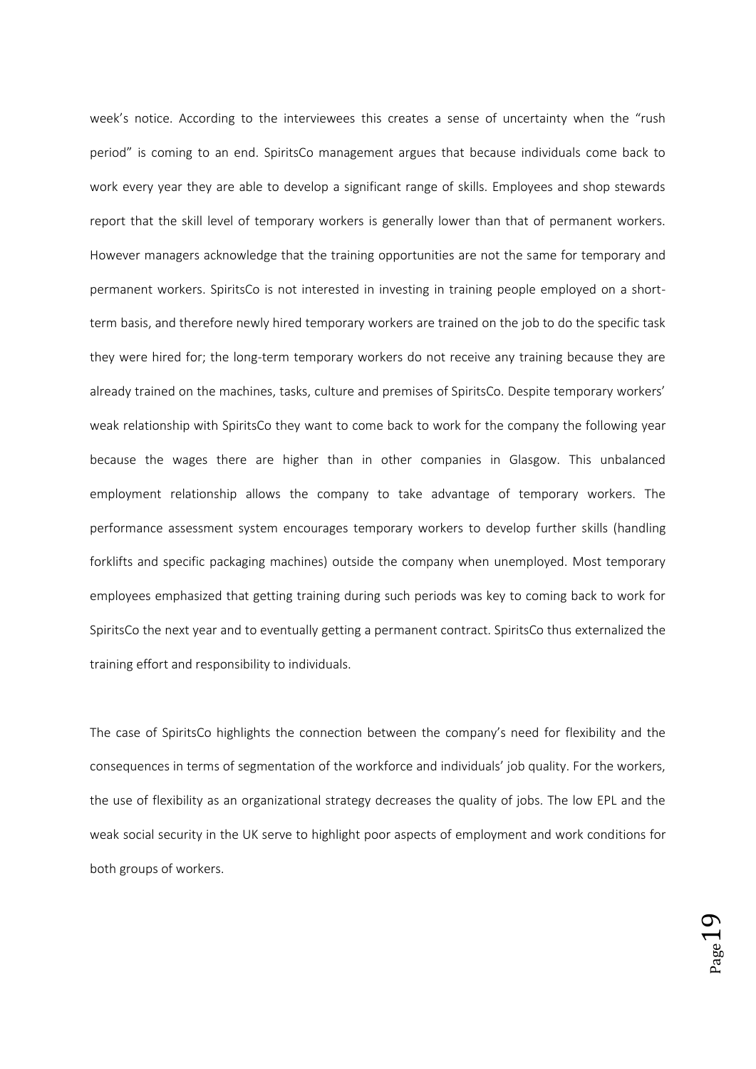week's notice. According to the interviewees this creates a sense of uncertainty when the "rush period" is coming to an end. SpiritsCo management argues that because individuals come back to work every year they are able to develop a significant range of skills. Employees and shop stewards report that the skill level of temporary workers is generally lower than that of permanent workers. However managers acknowledge that the training opportunities are not the same for temporary and permanent workers. SpiritsCo is not interested in investing in training people employed on a short-term basis, and therefore newly hired temporary workers are trained on the job to do the specific task they were hired for; the long-term temporary workers do not receive any training because they are already trained on the machines, tasks, culture and premises of SpiritsCo. Despite temporary workers' weak relationship with SpiritsCo they want to come back to work for the company the following year because the wages there are higher than in other companies in Glasgow. This unbalanced employment relationship allows the company to take advantage of temporary workers. The performance assessment system encourages temporary workers to develop further skills (handling forklifts and specific packaging machines) outside the company when unemployed. Most temporary employees emphasized that getting training during such periods was key to coming back to work for SpiritsCo the next year and to eventually getting a permanent contract. SpiritsCo thus externalized the training effort and responsibility to individuals.

The case of SpiritsCo highlights the connection between the company's need for flexibility and the consequences in terms of segmentation of the workforce and individuals' job quality. For the workers, the use of flexibility as an organizational strategy decreases the quality of jobs. The low EPL and the weak social security in the UK serve to highlight poor aspects of employment and work conditions for both groups of workers.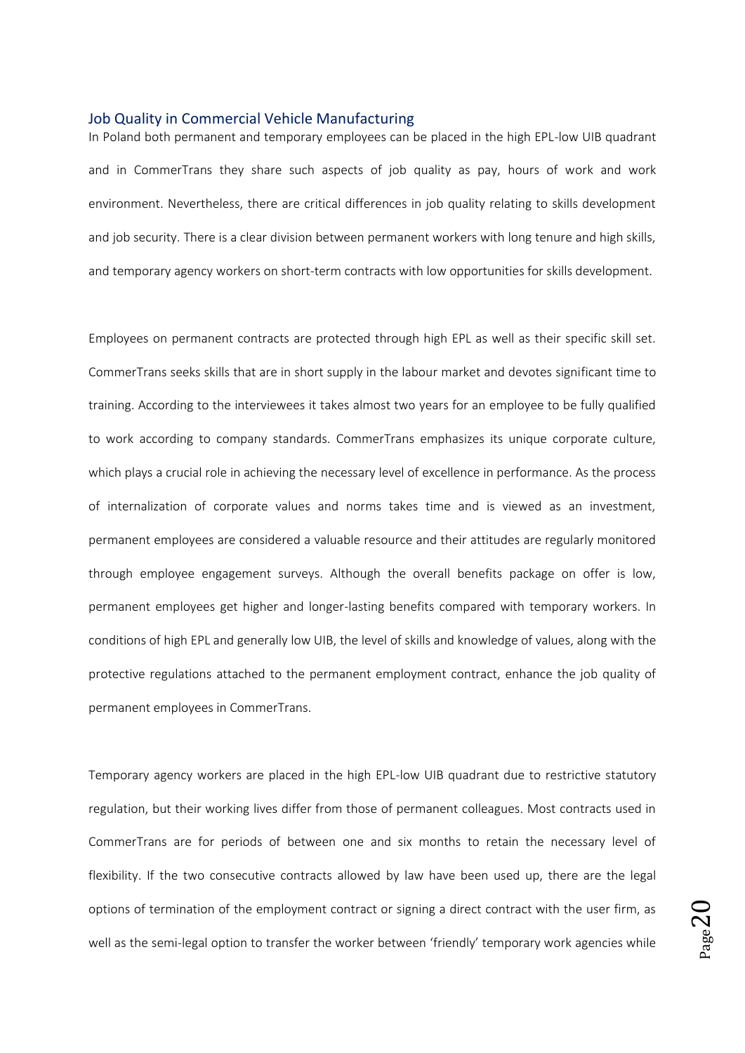## Job Quality in Commercial Vehicle Manufacturing

In Poland both permanent and temporary employees can be placed in the high EPL-low UIB quadrant and in CommerTrans they share such aspects of job quality as pay, hours of work and work environment. Nevertheless, there are critical differences in job quality relating to skills development and job security. There is a clear division between permanent workers with long tenure and high skills, and temporary agency workers on short-term contracts with low opportunities for skills development.

Employees on permanent contracts are protected through high EPL as well as their specific skill set. CommerTrans seeks skills that are in short supply in the labour market and devotes significant time to training. According to the interviewees it takes almost two years for an employee to be fully qualified to work according to company standards. CommerTrans emphasizes its unique corporate culture, which plays a crucial role in achieving the necessary level of excellence in performance. As the process of internalization of corporate values and norms takes time and is viewed as an investment, permanent employees are considered a valuable resource and their attitudes are regularly monitored through employee engagement surveys. Although the overall benefits package on offer is low, permanent employees get higher and longer-lasting benefits compared with temporary workers. In conditions of high EPL and generally low UIB, the level of skills and knowledge of values, along with the protective regulations attached to the permanent employment contract, enhance the job quality of permanent employees in CommerTrans.

Temporary agency workers are placed in the high EPL-low UIB quadrant due to restrictive statutory regulation, but their working lives differ from those of permanent colleagues. Most contracts used in CommerTrans are for periods of between one and six months to retain the necessary level of flexibility. If the two consecutive contracts allowed by law have been used up, there are the legal options of termination of the employment contract or signing a direct contract with the user firm, as well as the semi-legal option to transfer the worker between 'friendly' temporary work agencies while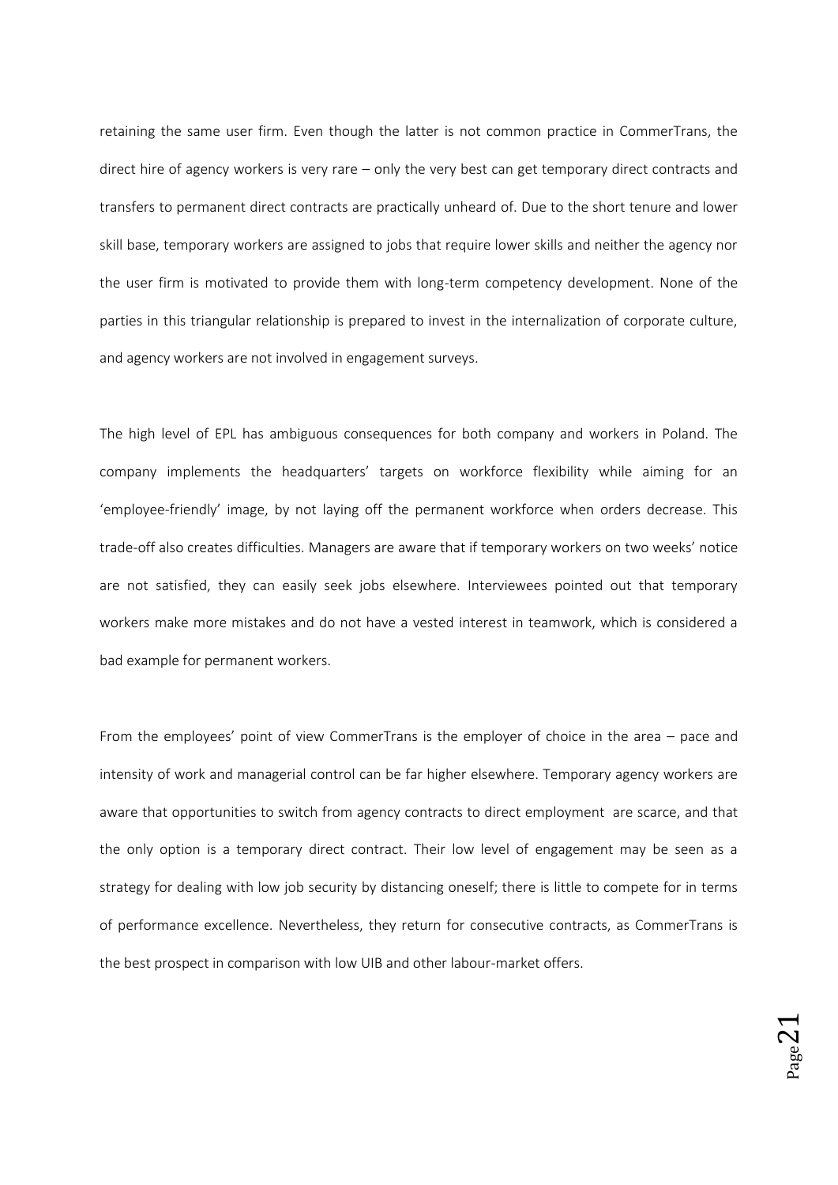retaining the same user firm. Even though the latter is not common practice in CommerTrans, the direct hire of agency workers is very rare – only the very best can get temporary direct contracts and transfers to permanent direct contracts are practically unheard of. Due to the short tenure and lower skill base, temporary workers are assigned to jobs that require lower skills and neither the agency nor the user firm is motivated to provide them with long-term competency development. None of the parties in this triangular relationship is prepared to invest in the internalization of corporate culture, and agency workers are not involved in engagement surveys.

The high level of EPL has ambiguous consequences for both company and workers in Poland. The company implements the headquarters' targets on workforce flexibility while aiming for an 'employee-friendly' image, by not laying off the permanent workforce when orders decrease. This trade-off also creates difficulties. Managers are aware that if temporary workers on two weeks' notice are not satisfied, they can easily seek jobs elsewhere. Interviewees pointed out that temporary workers make more mistakes and do not have a vested interest in teamwork, which is considered a bad example for permanent workers.

From the employees' point of view CommerTrans is the employer of choice in the area – pace and intensity of work and managerial control can be far higher elsewhere. Temporary agency workers are aware that opportunities to switch from agency contracts to direct employment are scarce, and that the only option is a temporary direct contract. Their low level of engagement may be seen as a strategy for dealing with low job security by distancing oneself; there is little to compete for in terms of performance excellence. Nevertheless, they return for consecutive contracts, as CommerTrans is the best prospect in comparison with low UIB and other labour-market offers.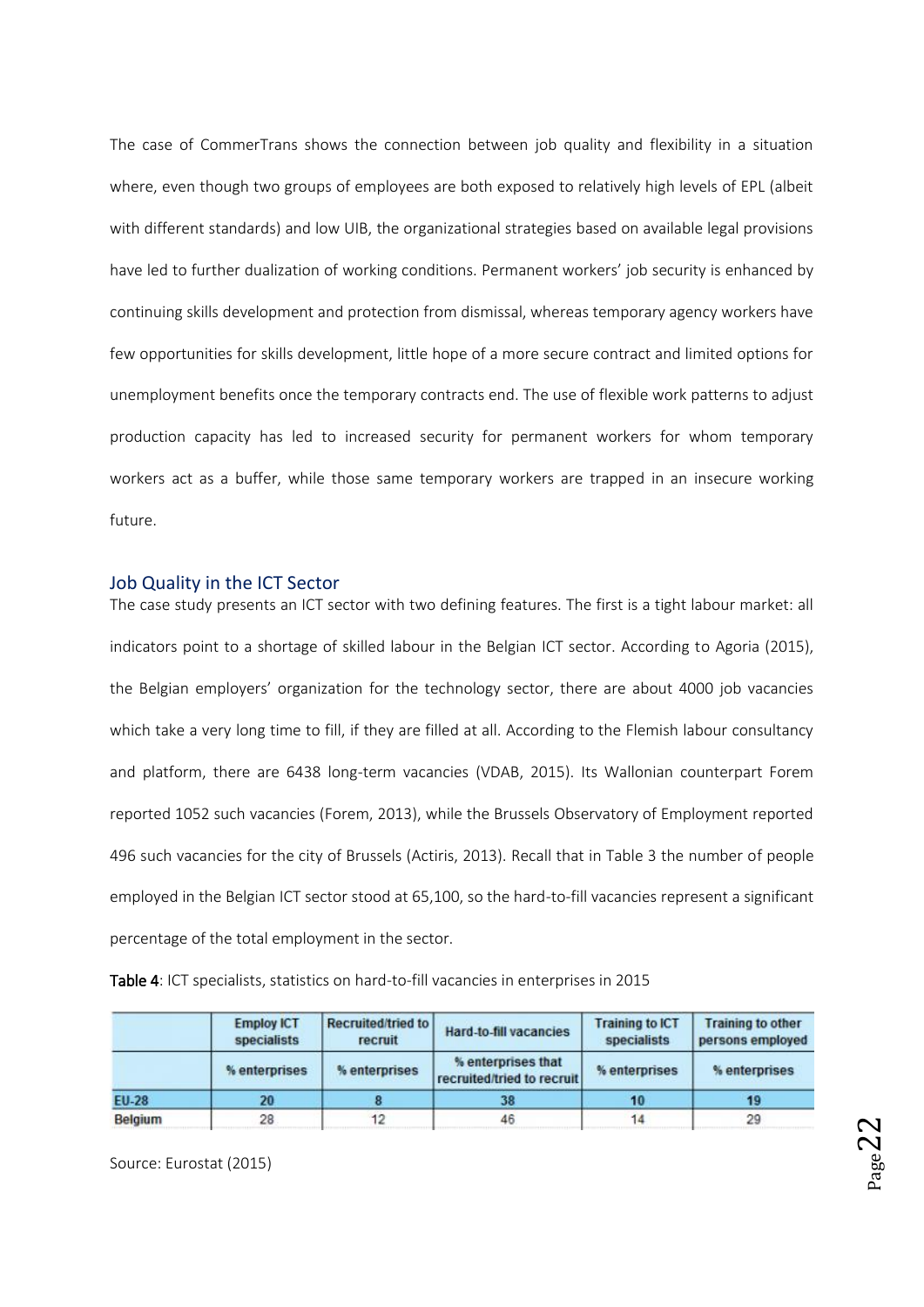The case of CommerTrans shows the connection between job quality and flexibility in a situation where, even though two groups of employees are both exposed to relatively high levels of EPL (albeit with different standards) and low UIB, the organizational strategies based on available legal provisions have led to further dualization of working conditions. Permanent workers' job security is enhanced by continuing skills development and protection from dismissal, whereas temporary agency workers have few opportunities for skills development, little hope of a more secure contract and limited options for unemployment benefits once the temporary contracts end. The use of flexible work patterns to adjust production capacity has led to increased security for permanent workers for whom temporary workers act as a buffer, while those same temporary workers are trapped in an insecure working future.

## Job Quality in the ICT Sector

The case study presents an ICT sector with two defining features. The first is a tight labour market: all indicators point to a shortage of skilled labour in the Belgian ICT sector. According to Agoria (2015), the Belgian employers' organization for the technology sector, there are about 4000 job vacancies which take a very long time to fill, if they are filled at all. According to the Flemish labour consultancy and platform, there are 6438 long-term vacancies (VDAB, 2015). Its Wallonian counterpart Forem reported 1052 such vacancies (Forem, 2013), while the Brussels Observatory of Employment reported 496 such vacancies for the city of Brussels (Actiris, 2013). Recall that in Table 3 the number of people employed in the Belgian ICT sector stood at 65,100, so the hard-to-fill vacancies represent a significant percentage of the total employment in the sector.

**Table 4**: ICT specialists, statistics on hard-to-fill vacancies in enterprises in 2015

| | Employ ICT specialists | Recruited/tried to recruit | Hard-to-fill vacancies | Training to ICT specialists | Training to other persons employed |
|---|---|---|---|---|---|
| | % enterprises | % enterprises | % enterprises that recruited/tried to recruit | % enterprises | % enterprises |
| EU-28 | 20 | 8 | 38 | 10 | 19 |
| Belgium | 28 | 12 | 46 | 14 | 29 |

Source: Eurostat (2015)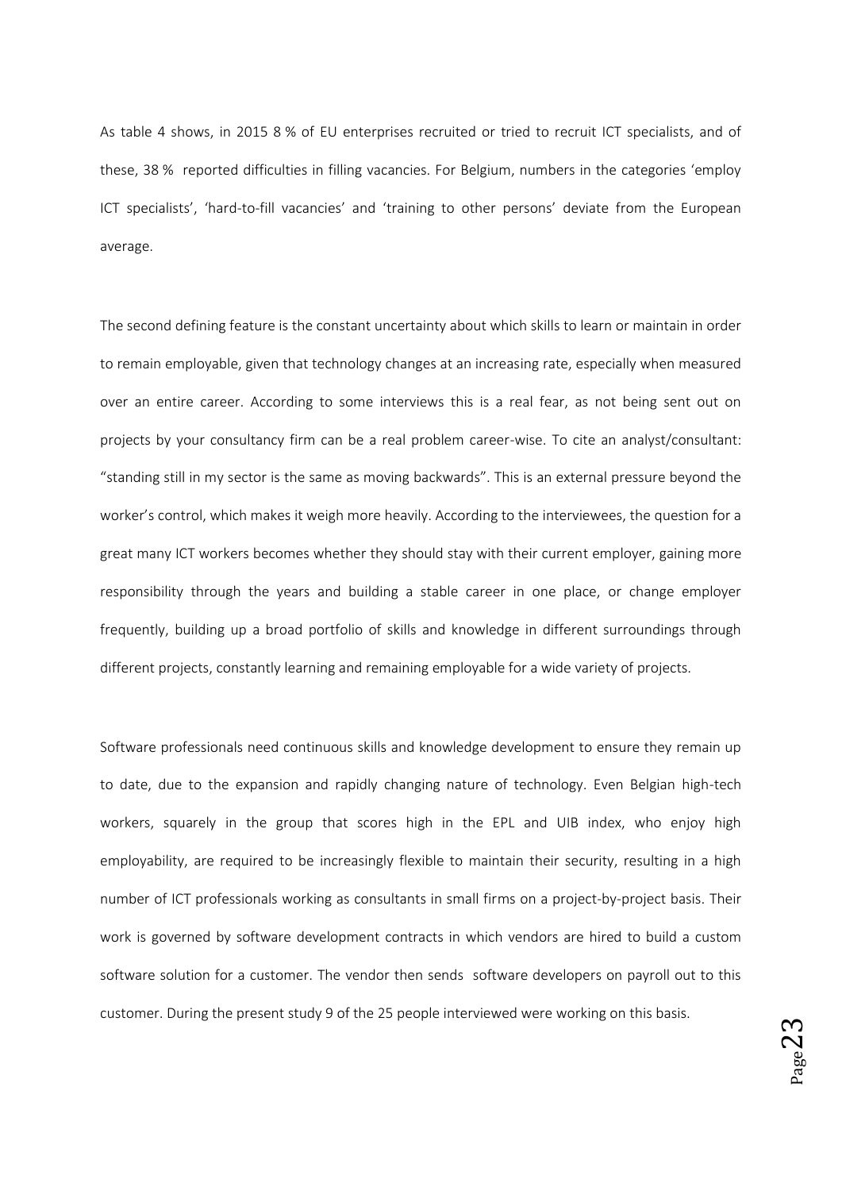As table 4 shows, in 2015 8 % of EU enterprises recruited or tried to recruit ICT specialists, and of these, 38 % reported difficulties in filling vacancies. For Belgium, numbers in the categories 'employ ICT specialists', 'hard-to-fill vacancies' and 'training to other persons' deviate from the European average.

The second defining feature is the constant uncertainty about which skills to learn or maintain in order to remain employable, given that technology changes at an increasing rate, especially when measured over an entire career. According to some interviews this is a real fear, as not being sent out on projects by your consultancy firm can be a real problem career-wise. To cite an analyst/consultant: "standing still in my sector is the same as moving backwards". This is an external pressure beyond the worker's control, which makes it weigh more heavily. According to the interviewees, the question for a great many ICT workers becomes whether they should stay with their current employer, gaining more responsibility through the years and building a stable career in one place, or change employer frequently, building up a broad portfolio of skills and knowledge in different surroundings through different projects, constantly learning and remaining employable for a wide variety of projects.

Software professionals need continuous skills and knowledge development to ensure they remain up to date, due to the expansion and rapidly changing nature of technology. Even Belgian high-tech workers, squarely in the group that scores high in the EPL and UIB index, who enjoy high employability, are required to be increasingly flexible to maintain their security, resulting in a high number of ICT professionals working as consultants in small firms on a project-by-project basis. Their work is governed by software development contracts in which vendors are hired to build a custom software solution for a customer. The vendor then sends software developers on payroll out to this customer. During the present study 9 of the 25 people interviewed were working on this basis.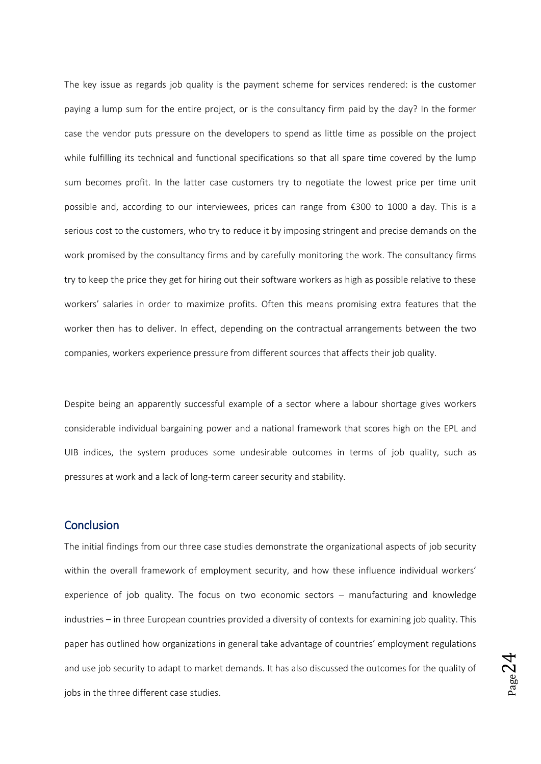The key issue as regards job quality is the payment scheme for services rendered: is the customer paying a lump sum for the entire project, or is the consultancy firm paid by the day? In the former case the vendor puts pressure on the developers to spend as little time as possible on the project while fulfilling its technical and functional specifications so that all spare time covered by the lump sum becomes profit. In the latter case customers try to negotiate the lowest price per time unit possible and, according to our interviewees, prices can range from €300 to 1000 a day. This is a serious cost to the customers, who try to reduce it by imposing stringent and precise demands on the work promised by the consultancy firms and by carefully monitoring the work. The consultancy firms try to keep the price they get for hiring out their software workers as high as possible relative to these workers' salaries in order to maximize profits. Often this means promising extra features that the worker then has to deliver. In effect, depending on the contractual arrangements between the two companies, workers experience pressure from different sources that affects their job quality.

Despite being an apparently successful example of a sector where a labour shortage gives workers considerable individual bargaining power and a national framework that scores high on the EPL and UIB indices, the system produces some undesirable outcomes in terms of job quality, such as pressures at work and a lack of long-term career security and stability.

## Conclusion

The initial findings from our three case studies demonstrate the organizational aspects of job security within the overall framework of employment security, and how these influence individual workers' experience of job quality. The focus on two economic sectors – manufacturing and knowledge industries – in three European countries provided a diversity of contexts for examining job quality. This paper has outlined how organizations in general take advantage of countries' employment regulations and use job security to adapt to market demands. It has also discussed the outcomes for the quality of jobs in the three different case studies.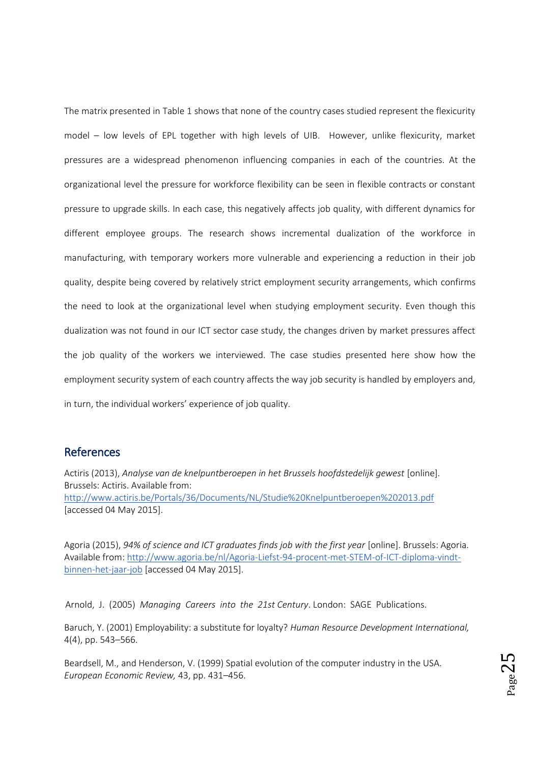The matrix presented in Table 1 shows that none of the country cases studied represent the flexicurity model – low levels of EPL together with high levels of UIB. However, unlike flexicurity, market pressures are a widespread phenomenon influencing companies in each of the countries. At the organizational level the pressure for workforce flexibility can be seen in flexible contracts or constant pressure to upgrade skills. In each case, this negatively affects job quality, with different dynamics for different employee groups. The research shows incremental dualization of the workforce in manufacturing, with temporary workers more vulnerable and experiencing a reduction in their job quality, despite being covered by relatively strict employment security arrangements, which confirms the need to look at the organizational level when studying employment security. Even though this dualization was not found in our ICT sector case study, the changes driven by market pressures affect the job quality of the workers we interviewed. The case studies presented here show how the employment security system of each country affects the way job security is handled by employers and, in turn, the individual workers' experience of job quality.

## References

Actiris (2013), *Analyse van de knelpuntberoepen in het Brussels hoofdstedelijk gewest* [online]. Brussels: Actiris. Available from: http://www.actiris.be/Portals/36/Documents/NL/Studie%20Knelpuntberoepen%202013.pdf [accessed 04 May 2015].

Agoria (2015), *94% of science and ICT graduates finds job with the first year* [online]. Brussels: Agoria. Available from: http://www.agoria.be/nl/Agoria-Liefst-94-procent-met-STEM-of-ICT-diploma-vindt-binnen-het-jaar-job [accessed 04 May 2015].

Arnold, J. (2005) *Managing Careers into the 21st Century*. London: SAGE Publications.

Baruch, Y. (2001) Employability: a substitute for loyalty? *Human Resource Development International,* 4(4), pp. 543–566.

Beardsell, M., and Henderson, V. (1999) Spatial evolution of the computer industry in the USA. *European Economic Review,* 43, pp. 431–456.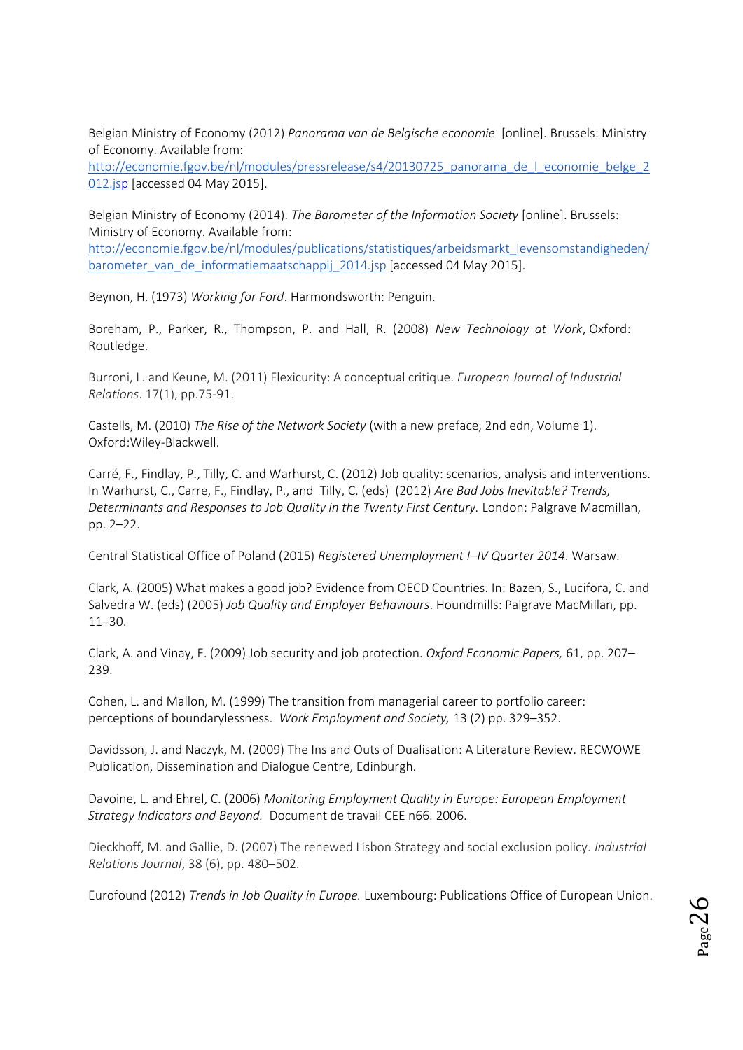Belgian Ministry of Economy (2012) *Panorama van de Belgische economie* [online]. Brussels: Ministry of Economy. Available from: http://economie.fgov.be/nl/modules/pressrelease/s4/20130725_panorama_de_l_economie_belge_2012.jsp [accessed 04 May 2015].

Belgian Ministry of Economy (2014). *The Barometer of the Information Society* [online]. Brussels: Ministry of Economy. Available from: http://economie.fgov.be/nl/modules/publications/statistiques/arbeidsmarkt_levensomstandigheden/barometer_van_de_informatiemaatschappij_2014.jsp [accessed 04 May 2015].

Beynon, H. (1973) *Working for Ford*. Harmondsworth: Penguin.

Boreham, P., Parker, R., Thompson, P. and Hall, R. (2008) *New Technology at Work*, Oxford: Routledge.

Burroni, L. and Keune, M. (2011) Flexicurity: A conceptual critique. *European Journal of Industrial Relations*. 17(1), pp.75-91.

Castells, M. (2010) *The Rise of the Network Society* (with a new preface, 2nd edn, Volume 1). Oxford:Wiley-Blackwell.

Carré, F., Findlay, P., Tilly, C. and Warhurst, C. (2012) Job quality: scenarios, analysis and interventions. In Warhurst, C., Carre, F., Findlay, P., and Tilly, C. (eds) (2012) *Are Bad Jobs Inevitable? Trends, Determinants and Responses to Job Quality in the Twenty First Century.* London: Palgrave Macmillan, pp. 2–22.

Central Statistical Office of Poland (2015) *Registered Unemployment I–IV Quarter 2014*. Warsaw.

Clark, A. (2005) What makes a good job? Evidence from OECD Countries. In: Bazen, S., Lucifora, C. and Salvedra W. (eds) (2005) *Job Quality and Employer Behaviours*. Houndmills: Palgrave MacMillan, pp. 11–30.

Clark, A. and Vinay, F. (2009) Job security and job protection. *Oxford Economic Papers,* 61, pp. 207–239.

Cohen, L. and Mallon, M. (1999) The transition from managerial career to portfolio career: perceptions of boundarylessness. *Work Employment and Society,* 13 (2) pp. 329–352.

Davidsson, J. and Naczyk, M. (2009) The Ins and Outs of Dualisation: A Literature Review. RECWOWE Publication, Dissemination and Dialogue Centre, Edinburgh.

Davoine, L. and Ehrel, C. (2006) *Monitoring Employment Quality in Europe: European Employment Strategy Indicators and Beyond.* Document de travail CEE n66. 2006.

Dieckhoff, M. and Gallie, D. (2007) The renewed Lisbon Strategy and social exclusion policy. *Industrial Relations Journal*, 38 (6), pp. 480–502.

Eurofound (2012) *Trends in Job Quality in Europe.* Luxembourg: Publications Office of European Union.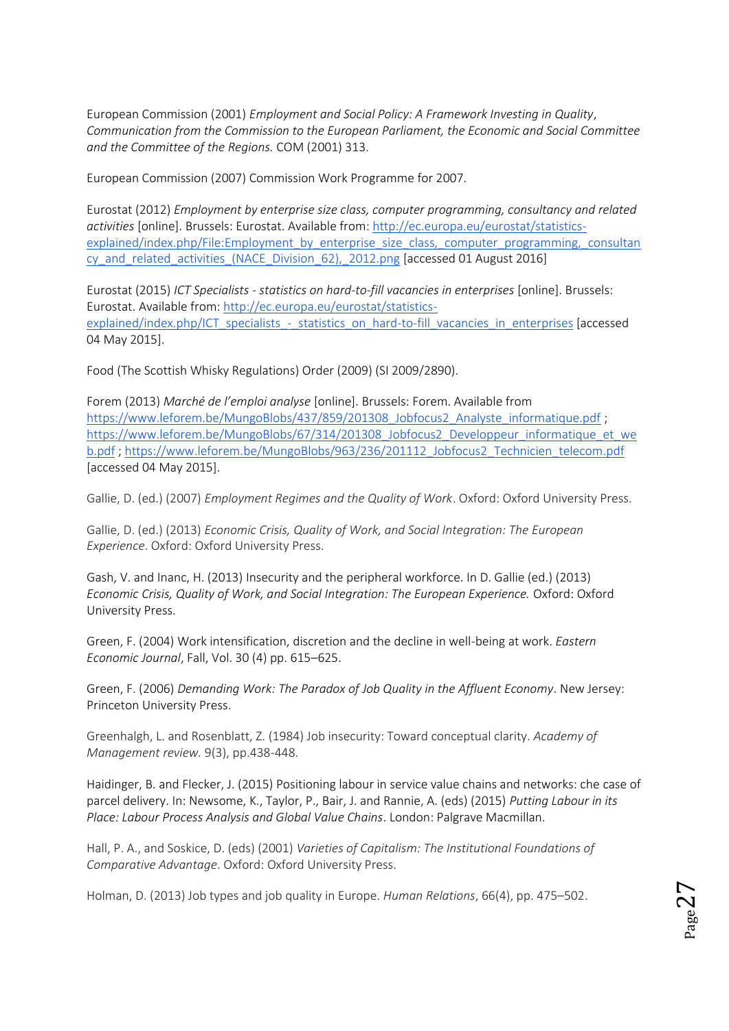European Commission (2001) *Employment and Social Policy: A Framework Investing in Quality*, *Communication from the Commission to the European Parliament, the Economic and Social Committee and the Committee of the Regions.* COM (2001) 313.

European Commission (2007) Commission Work Programme for 2007.

Eurostat (2012) *Employment by enterprise size class, computer programming, consultancy and related activities* [online]. Brussels: Eurostat. Available from: http://ec.europa.eu/eurostat/statistics-explained/index.php/File:Employment_by_enterprise_size_class,_computer_programming,_consultancy_and_related_activities_(NACE_Division_62),_2012.png [accessed 01 August 2016]

Eurostat (2015) *ICT Specialists - statistics on hard-to-fill vacancies in enterprises* [online]. Brussels: Eurostat. Available from: http://ec.europa.eu/eurostat/statistics-explained/index.php/ICT_specialists_-_statistics_on_hard-to-fill_vacancies_in_enterprises [accessed 04 May 2015].

Food (The Scottish Whisky Regulations) Order (2009) (SI 2009/2890).

Forem (2013) *Marché de l'emploi analyse* [online]. Brussels: Forem. Available from https://www.leforem.be/MungoBlobs/437/859/201308_Jobfocus2_Analyste_informatique.pdf ; https://www.leforem.be/MungoBlobs/67/314/201308_Jobfocus2_Developpeur_informatique_et_web.pdf ; https://www.leforem.be/MungoBlobs/963/236/201112_Jobfocus2_Technicien_telecom.pdf [accessed 04 May 2015].

Gallie, D. (ed.) (2007) *Employment Regimes and the Quality of Work*. Oxford: Oxford University Press.

Gallie, D. (ed.) (2013) *Economic Crisis, Quality of Work, and Social Integration: The European Experience*. Oxford: Oxford University Press.

Gash, V. and Inanc, H. (2013) Insecurity and the peripheral workforce. In D. Gallie (ed.) (2013) *Economic Crisis, Quality of Work, and Social Integration: The European Experience.* Oxford: Oxford University Press.

Green, F. (2004) Work intensification, discretion and the decline in well-being at work. *Eastern Economic Journal*, Fall, Vol. 30 (4) pp. 615–625.

Green, F. (2006) *Demanding Work: The Paradox of Job Quality in the Affluent Economy*. New Jersey: Princeton University Press.

Greenhalgh, L. and Rosenblatt, Z. (1984) Job insecurity: Toward conceptual clarity. *Academy of Management review.* 9(3), pp.438-448.

Haidinger, B. and Flecker, J. (2015) Positioning labour in service value chains and networks: che case of parcel delivery. In: Newsome, K., Taylor, P., Bair, J. and Rannie, A. (eds) (2015) *Putting Labour in its Place: Labour Process Analysis and Global Value Chains*. London: Palgrave Macmillan.

Hall, P. A., and Soskice, D. (eds) (2001) *Varieties of Capitalism: The Institutional Foundations of Comparative Advantage*. Oxford: Oxford University Press.

Holman, D. (2013) Job types and job quality in Europe. *Human Relations*, 66(4), pp. 475–502.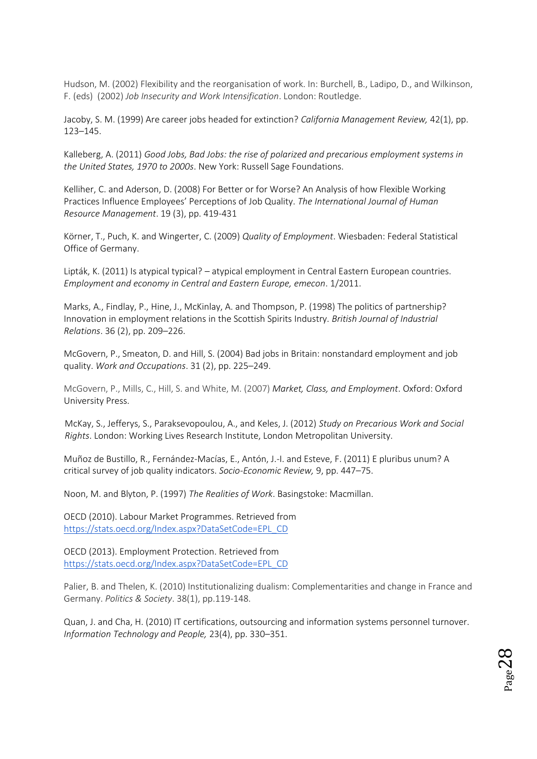Hudson, M. (2002) Flexibility and the reorganisation of work. In: Burchell, B., Ladipo, D., and Wilkinson, F. (eds) (2002) *Job Insecurity and Work Intensification*. London: Routledge.

Jacoby, S. M. (1999) Are career jobs headed for extinction? *California Management Review,* 42(1), pp. 123–145.

Kalleberg, A. (2011) *Good Jobs, Bad Jobs: the rise of polarized and precarious employment systems in the United States, 1970 to 2000s*. New York: Russell Sage Foundations.

Kelliher, C. and Aderson, D. (2008) For Better or for Worse? An Analysis of how Flexible Working Practices Influence Employees' Perceptions of Job Quality. *The International Journal of Human Resource Management*. 19 (3), pp. 419-431

Körner, T., Puch, K. and Wingerter, C. (2009) *Quality of Employment*. Wiesbaden: Federal Statistical Office of Germany.

Lipták, K. (2011) Is atypical typical? – atypical employment in Central Eastern European countries. *Employment and economy in Central and Eastern Europe, emecon*. 1/2011.

Marks, A., Findlay, P., Hine, J., McKinlay, A. and Thompson, P. (1998) The politics of partnership? Innovation in employment relations in the Scottish Spirits Industry. *British Journal of Industrial Relations*. 36 (2), pp. 209–226.

McGovern, P., Smeaton, D. and Hill, S. (2004) Bad jobs in Britain: nonstandard employment and job quality. *Work and Occupations*. 31 (2), pp. 225–249.

McGovern, P., Mills, C., Hill, S. and White, M. (2007) *Market, Class, and Employment*. Oxford: Oxford University Press.

McKay, S., Jefferys, S., Paraksevopoulou, A., and Keles, J. (2012) *Study on Precarious Work and Social Rights*. London: Working Lives Research Institute, London Metropolitan University.

Muñoz de Bustillo, R., Fernández-Macías, E., Antón, J.-I. and Esteve, F. (2011) E pluribus unum? A critical survey of job quality indicators. *Socio-Economic Review,* 9, pp. 447–75.

Noon, M. and Blyton, P. (1997) *The Realities of Work*. Basingstoke: Macmillan.

OECD (2010). Labour Market Programmes. Retrieved from https://stats.oecd.org/Index.aspx?DataSetCode=EPL_CD

OECD (2013). Employment Protection. Retrieved from https://stats.oecd.org/Index.aspx?DataSetCode=EPL_CD

Palier, B. and Thelen, K. (2010) Institutionalizing dualism: Complementarities and change in France and Germany. *Politics & Society*. 38(1), pp.119-148.

Quan, J. and Cha, H. (2010) IT certifications, outsourcing and information systems personnel turnover. *Information Technology and People,* 23(4), pp. 330–351.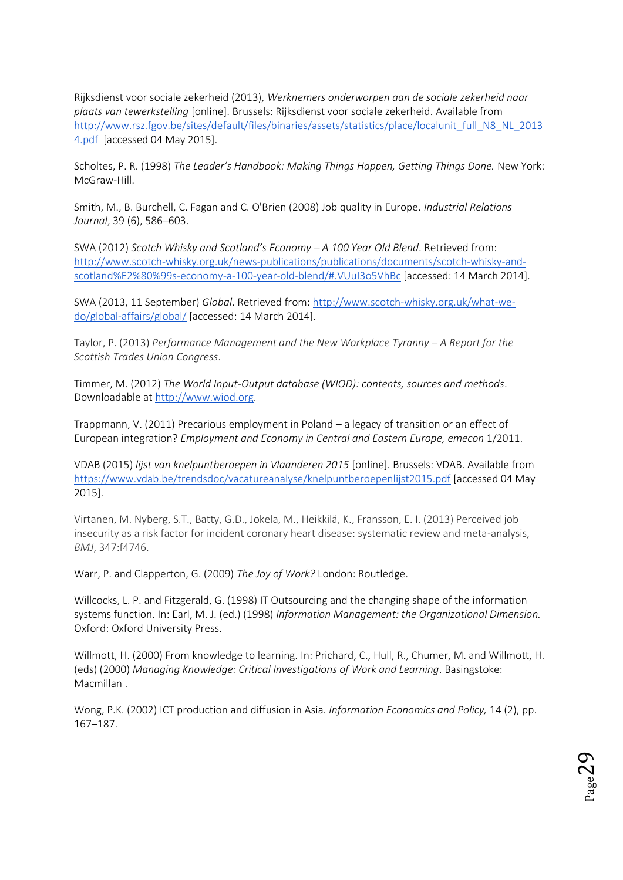Rijksdienst voor sociale zekerheid (2013), *Werknemers onderworpen aan de sociale zekerheid naar plaats van tewerkstelling* [online]. Brussels: Rijksdienst voor sociale zekerheid. Available from http://www.rsz.fgov.be/sites/default/files/binaries/assets/statistics/place/localunit_full_N8_NL_20134.pdf [accessed 04 May 2015].

Scholtes, P. R. (1998) *The Leader's Handbook: Making Things Happen, Getting Things Done.* New York: McGraw-Hill.

Smith, M., B. Burchell, C. Fagan and C. O'Brien (2008) Job quality in Europe. *Industrial Relations Journal*, 39 (6), 586–603.

SWA (2012) *Scotch Whisky and Scotland's Economy – A 100 Year Old Blend*. Retrieved from: http://www.scotch-whisky.org.uk/news-publications/publications/documents/scotch-whisky-and-scotland%E2%80%99s-economy-a-100-year-old-blend/#.VUuI3o5VhBc [accessed: 14 March 2014].

SWA (2013, 11 September) *Global*. Retrieved from: http://www.scotch-whisky.org.uk/what-we-do/global-affairs/global/ [accessed: 14 March 2014].

Taylor, P. (2013) *Performance Management and the New Workplace Tyranny – A Report for the Scottish Trades Union Congress*.

Timmer, M. (2012) *The World Input-Output database (WIOD): contents, sources and methods*. Downloadable at http://www.wiod.org.

Trappmann, V. (2011) Precarious employment in Poland – a legacy of transition or an effect of European integration? *Employment and Economy in Central and Eastern Europe, emecon* 1/2011.

VDAB (2015) *lijst van knelpuntberoepen in Vlaanderen 2015* [online]. Brussels: VDAB. Available from https://www.vdab.be/trendsdoc/vacatureanalyse/knelpuntberoepenlijst2015.pdf [accessed 04 May 2015].

Virtanen, M. Nyberg, S.T., Batty, G.D., Jokela, M., Heikkilä, K., Fransson, E. I. (2013) Perceived job insecurity as a risk factor for incident coronary heart disease: systematic review and meta-analysis, *BMJ*, 347:f4746.

Warr, P. and Clapperton, G. (2009) *The Joy of Work?* London: Routledge.

Willcocks, L. P. and Fitzgerald, G. (1998) IT Outsourcing and the changing shape of the information systems function. In: Earl, M. J. (ed.) (1998) *Information Management: the Organizational Dimension.* Oxford: Oxford University Press.

Willmott, H. (2000) From knowledge to learning. In: Prichard, C., Hull, R., Chumer, M. and Willmott, H. (eds) (2000) *Managing Knowledge: Critical Investigations of Work and Learning*. Basingstoke: Macmillan .

Wong, P.K. (2002) ICT production and diffusion in Asia. *Information Economics and Policy,* 14 (2), pp. 167–187.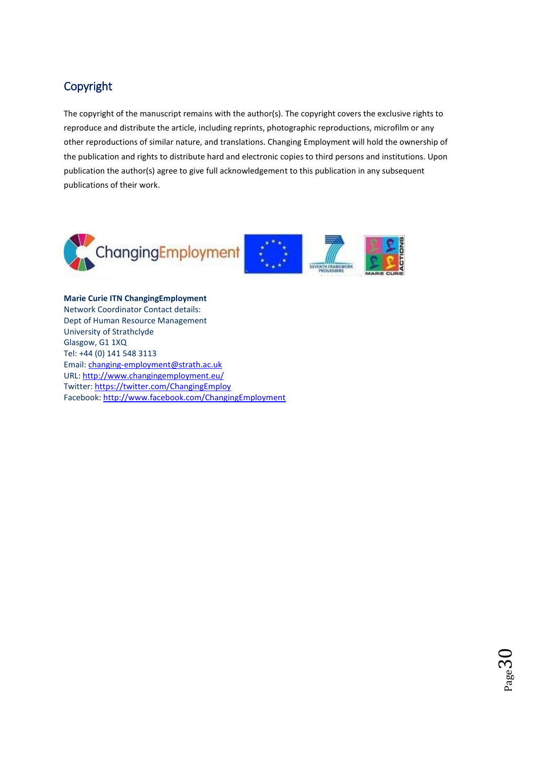## Copyright

The copyright of the manuscript remains with the author(s). The copyright covers the exclusive rights to reproduce and distribute the article, including reprints, photographic reproductions, microfilm or any other reproductions of similar nature, and translations. Changing Employment will hold the ownership of the publication and rights to distribute hard and electronic copies to third persons and institutions. Upon publication the author(s) agree to give full acknowledgement to this publication in any subsequent publications of their work.

**Marie Curie ITN ChangingEmployment**
Network Coordinator Contact details:
Dept of Human Resource Management
University of Strathclyde
Glasgow, G1 1XQ
Tel: +44 (0) 141 548 3113
Email: changing-employment@strath.ac.uk
URL: http://www.changingemployment.eu/
Twitter: https://twitter.com/ChangingEmploy
Facebook: http://www.facebook.com/ChangingEmployment